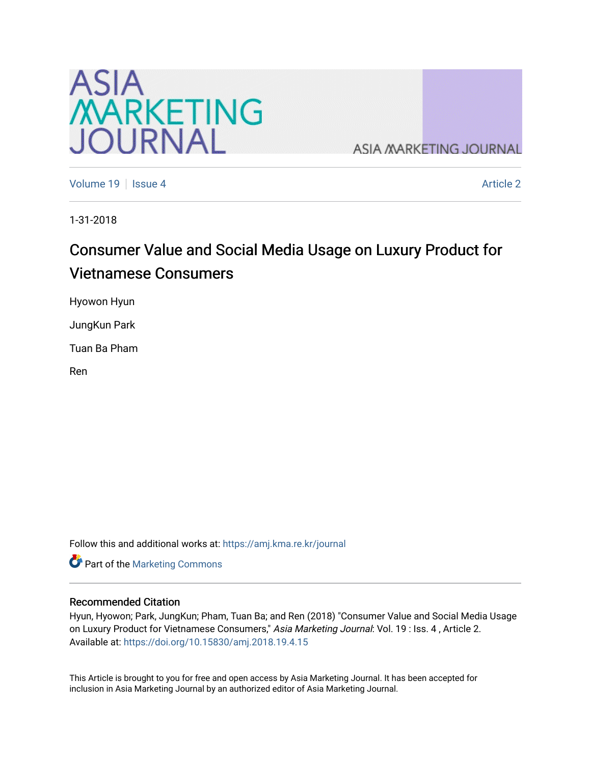Volume 19 | Issue 4 Article 2

1-31-2018

# Consumer Value and Social Media Usage on Luxury Product for Vietnamese Consumers

Hyowon Hyun

JungKun Park

Tuan Ba Pham

Ren

Follow this and additional works at: https://amj.kma.re.kr/journal

Part of the Marketing Commons

## Recommended Citation

Hyun, Hyowon; Park, JungKun; Pham, Tuan Ba; and Ren (2018) "Consumer Value and Social Media Usage on Luxury Product for Vietnamese Consumers," *Asia Marketing Journal*: Vol. 19 : Iss. 4 , Article 2.
Available at: https://doi.org/10.15830/amj.2018.19.4.15

This Article is brought to you for free and open access by Asia Marketing Journal. It has been accepted for inclusion in Asia Marketing Journal by an authorized editor of Asia Marketing Journal.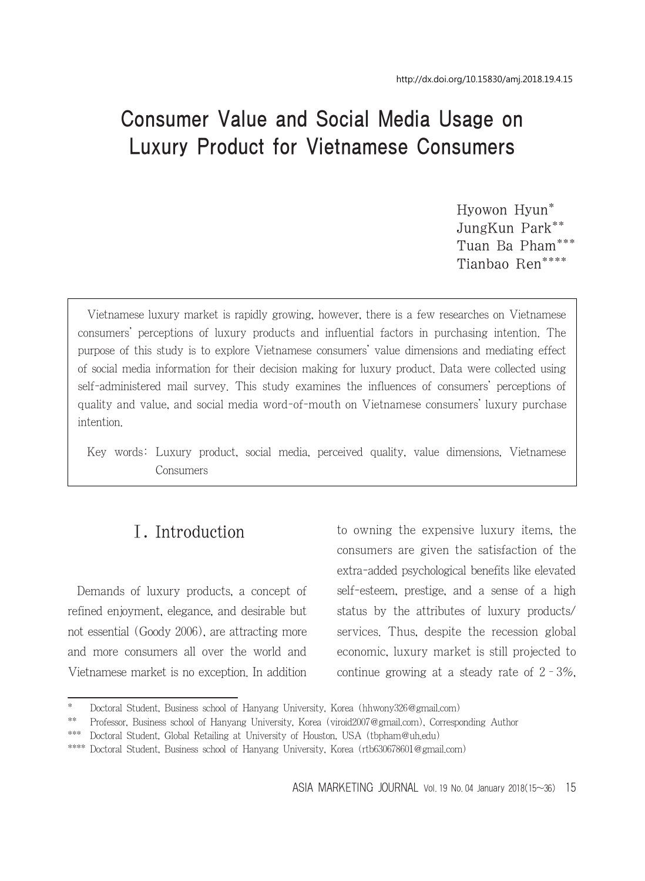# Consumer Value and Social Media Usage on Luxury Product for Vietnamese Consumers

Hyowon Hyun*
JungKun Park**
Tuan Ba Pham***
Tianbao Ren****

Vietnamese luxury market is rapidly growing, however, there is a few researches on Vietnamese consumers' perceptions of luxury products and influential factors in purchasing intention. The purpose of this study is to explore Vietnamese consumers' value dimensions and mediating effect of social media information for their decision making for luxury product. Data were collected using self-administered mail survey. This study examines the influences of consumers' perceptions of quality and value, and social media word-of-mouth on Vietnamese consumers' luxury purchase intention.

Key words: Luxury product, social media, perceived quality, value dimensions, Vietnamese Consumers

## Ⅰ. Introduction

Demands of luxury products, a concept of refined enjoyment, elegance, and desirable but not essential (Goody 2006), are attracting more and more consumers all over the world and Vietnamese market is no exception. In addition to owning the expensive luxury items, the consumers are given the satisfaction of the extra-added psychological benefits like elevated self-esteem, prestige, and a sense of a high status by the attributes of luxury products/services. Thus, despite the recession global economic, luxury market is still projected to continue growing at a steady rate of 2 - 3%,

---

\* Doctoral Student, Business school of Hanyang University, Korea (hhwony326@gmail.com)

\** Professor, Business school of Hanyang University, Korea (viroid2007@gmail.com), Corresponding Author

\*** Doctoral Student, Global Retailing at University of Houston, USA (tbpham@uh.edu)

\**** Doctoral Student, Business school of Hanyang University, Korea (rtb630678601@gmail.com)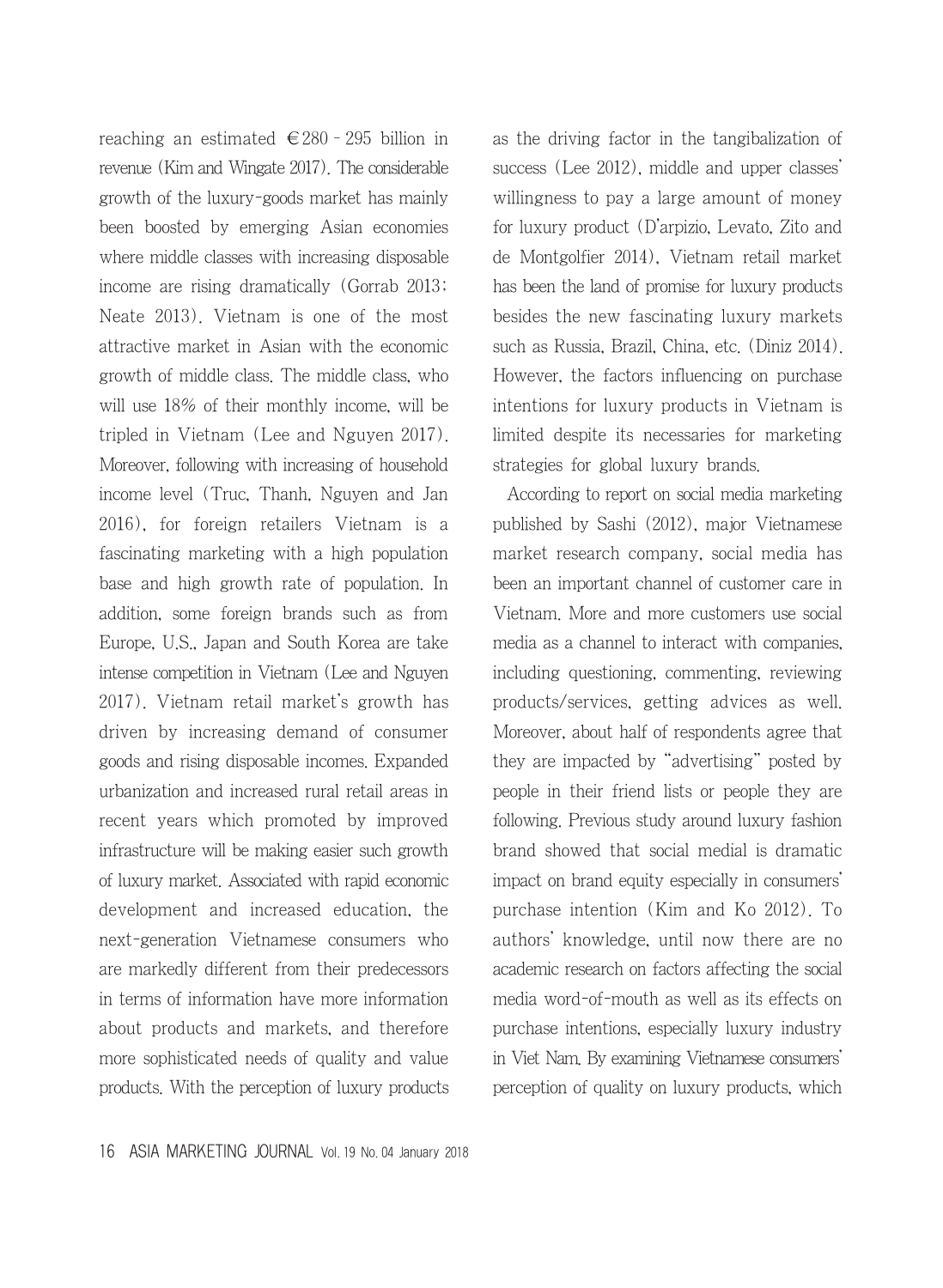reaching an estimated €280 - 295 billion in revenue (Kim and Wingate 2017). The considerable growth of the luxury-goods market has mainly been boosted by emerging Asian economies where middle classes with increasing disposable income are rising dramatically (Gorrab 2013; Neate 2013). Vietnam is one of the most attractive market in Asian with the economic growth of middle class. The middle class, who will use 18% of their monthly income, will be tripled in Vietnam (Lee and Nguyen 2017). Moreover, following with increasing of household income level (Truc, Thanh, Nguyen and Jan 2016), for foreign retailers Vietnam is a fascinating marketing with a high population base and high growth rate of population. In addition, some foreign brands such as from Europe, U.S., Japan and South Korea are take intense competition in Vietnam (Lee and Nguyen 2017). Vietnam retail market's growth has driven by increasing demand of consumer goods and rising disposable incomes. Expanded urbanization and increased rural retail areas in recent years which promoted by improved infrastructure will be making easier such growth of luxury market. Associated with rapid economic development and increased education, the next-generation Vietnamese consumers who are markedly different from their predecessors in terms of information have more information about products and markets, and therefore more sophisticated needs of quality and value products. With the perception of luxury products as the driving factor in the tangibalization of success (Lee 2012), middle and upper classes' willingness to pay a large amount of money for luxury product (D'arpizio, Levato, Zito and de Montgolfier 2014), Vietnam retail market has been the land of promise for luxury products besides the new fascinating luxury markets such as Russia, Brazil, China, etc. (Diniz 2014). However, the factors influencing on purchase intentions for luxury products in Vietnam is limited despite its necessaries for marketing strategies for global luxury brands.

According to report on social media marketing published by Sashi (2012), major Vietnamese market research company, social media has been an important channel of customer care in Vietnam. More and more customers use social media as a channel to interact with companies, including questioning, commenting, reviewing products/services, getting advices as well. Moreover, about half of respondents agree that they are impacted by "advertising" posted by people in their friend lists or people they are following. Previous study around luxury fashion brand showed that social medial is dramatic impact on brand equity especially in consumers' purchase intention (Kim and Ko 2012). To authors' knowledge, until now there are no academic research on factors affecting the social media word-of-mouth as well as its effects on purchase intentions, especially luxury industry in Viet Nam. By examining Vietnamese consumers' perception of quality on luxury products, which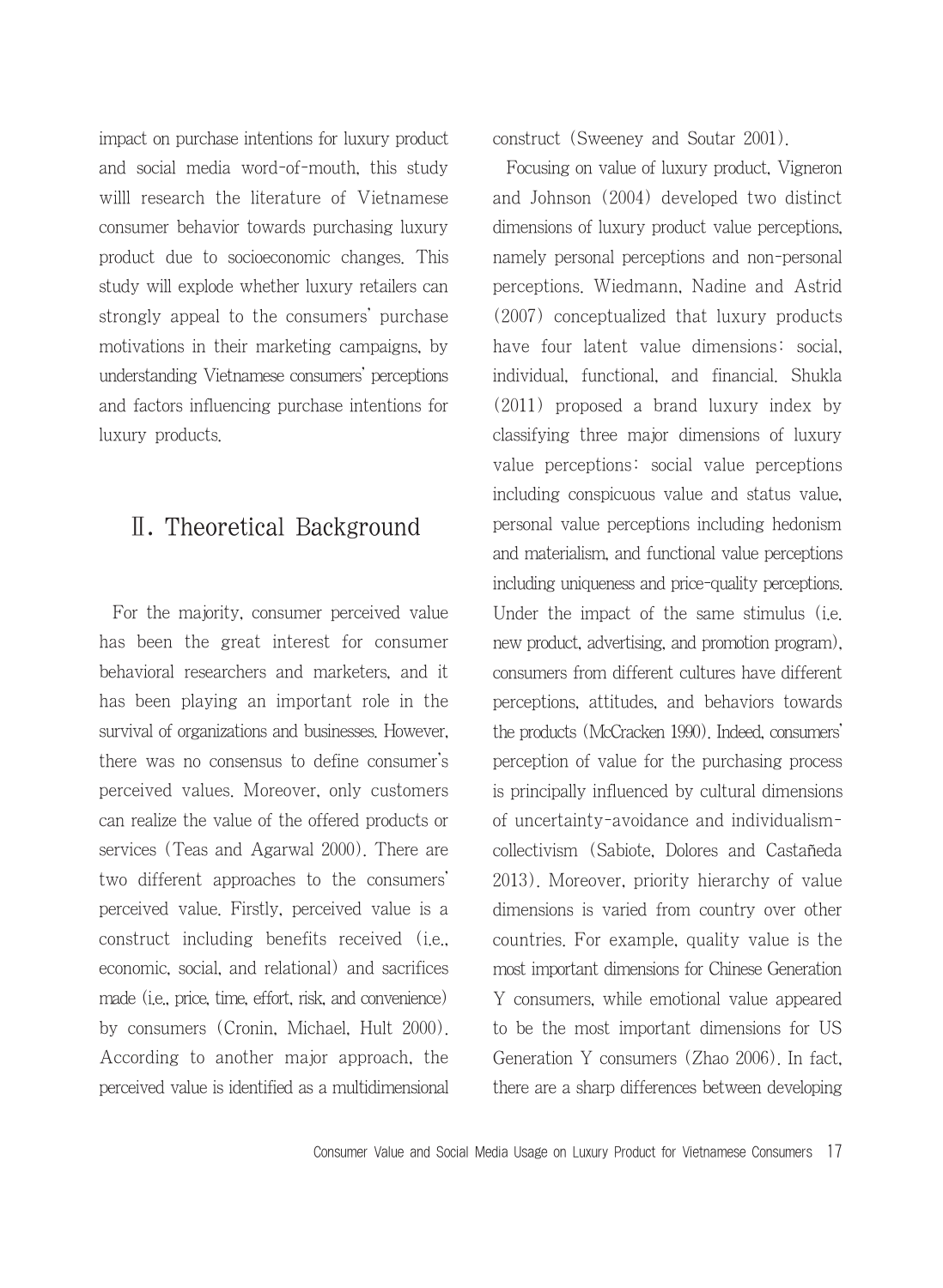impact on purchase intentions for luxury product and social media word-of-mouth, this study willl research the literature of Vietnamese consumer behavior towards purchasing luxury product due to socioeconomic changes. This study will explode whether luxury retailers can strongly appeal to the consumers' purchase motivations in their marketing campaigns, by understanding Vietnamese consumers' perceptions and factors influencing purchase intentions for luxury products.

## Ⅱ. Theoretical Background

For the majority, consumer perceived value has been the great interest for consumer behavioral researchers and marketers, and it has been playing an important role in the survival of organizations and businesses. However, there was no consensus to define consumer's perceived values. Moreover, only customers can realize the value of the offered products or services (Teas and Agarwal 2000). There are two different approaches to the consumers' perceived value. Firstly, perceived value is a construct including benefits received (i.e., economic, social, and relational) and sacrifices made (i.e., price, time, effort, risk, and convenience) by consumers (Cronin, Michael, Hult 2000). According to another major approach, the perceived value is identified as a multidimensional construct (Sweeney and Soutar 2001).

Focusing on value of luxury product, Vigneron and Johnson (2004) developed two distinct dimensions of luxury product value perceptions, namely personal perceptions and non-personal perceptions. Wiedmann, Nadine and Astrid (2007) conceptualized that luxury products have four latent value dimensions: social, individual, functional, and financial. Shukla (2011) proposed a brand luxury index by classifying three major dimensions of luxury value perceptions: social value perceptions including conspicuous value and status value, personal value perceptions including hedonism and materialism, and functional value perceptions including uniqueness and price-quality perceptions. Under the impact of the same stimulus (i.e. new product, advertising, and promotion program), consumers from different cultures have different perceptions, attitudes, and behaviors towards the products (McCracken 1990). Indeed, consumers' perception of value for the purchasing process is principally influenced by cultural dimensions of uncertainty-avoidance and individualism-collectivism (Sabiote, Dolores and Castañeda 2013). Moreover, priority hierarchy of value dimensions is varied from country over other countries. For example, quality value is the most important dimensions for Chinese Generation Y consumers, while emotional value appeared to be the most important dimensions for US Generation Y consumers (Zhao 2006). In fact, there are a sharp differences between developing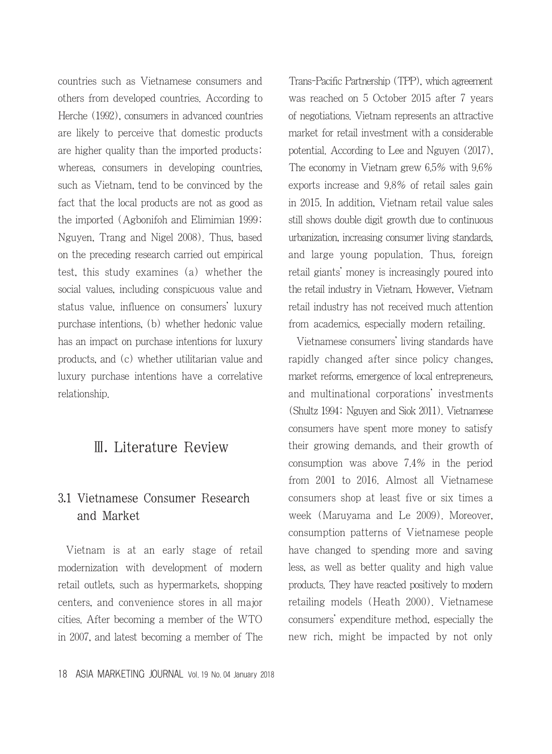countries such as Vietnamese consumers and others from developed countries. According to Herche (1992), consumers in advanced countries are likely to perceive that domestic products are higher quality than the imported products; whereas, consumers in developing countries, such as Vietnam, tend to be convinced by the fact that the local products are not as good as the imported (Agbonifoh and Elimimian 1999; Nguyen, Trang and Nigel 2008). Thus, based on the preceding research carried out empirical test, this study examines (a) whether the social values, including conspicuous value and status value, influence on consumers' luxury purchase intentions, (b) whether hedonic value has an impact on purchase intentions for luxury products, and (c) whether utilitarian value and luxury purchase intentions have a correlative relationship.

# Ⅲ. Literature Review

## 3.1 Vietnamese Consumer Research and Market

Vietnam is at an early stage of retail modernization with development of modern retail outlets, such as hypermarkets, shopping centers, and convenience stores in all major cities. After becoming a member of the WTO in 2007, and latest becoming a member of The Trans-Pacific Partnership (TPP), which agreement was reached on 5 October 2015 after 7 years of negotiations. Vietnam represents an attractive market for retail investment with a considerable potential. According to Lee and Nguyen (2017), The economy in Vietnam grew 6.5% with 9.6% exports increase and 9.8% of retail sales gain in 2015. In addition, Vietnam retail value sales still shows double digit growth due to continuous urbanization, increasing consumer living standards, and large young population. Thus, foreign retail giants' money is increasingly poured into the retail industry in Vietnam. However, Vietnam retail industry has not received much attention from academics, especially modern retailing.

Vietnamese consumers' living standards have rapidly changed after since policy changes, market reforms, emergence of local entrepreneurs, and multinational corporations' investments (Shultz 1994; Nguyen and Siok 2011). Vietnamese consumers have spent more money to satisfy their growing demands, and their growth of consumption was above 7.4% in the period from 2001 to 2016. Almost all Vietnamese consumers shop at least five or six times a week (Maruyama and Le 2009). Moreover, consumption patterns of Vietnamese people have changed to spending more and saving less, as well as better quality and high value products. They have reacted positively to modern retailing models (Heath 2000). Vietnamese consumers' expenditure method, especially the new rich, might be impacted by not only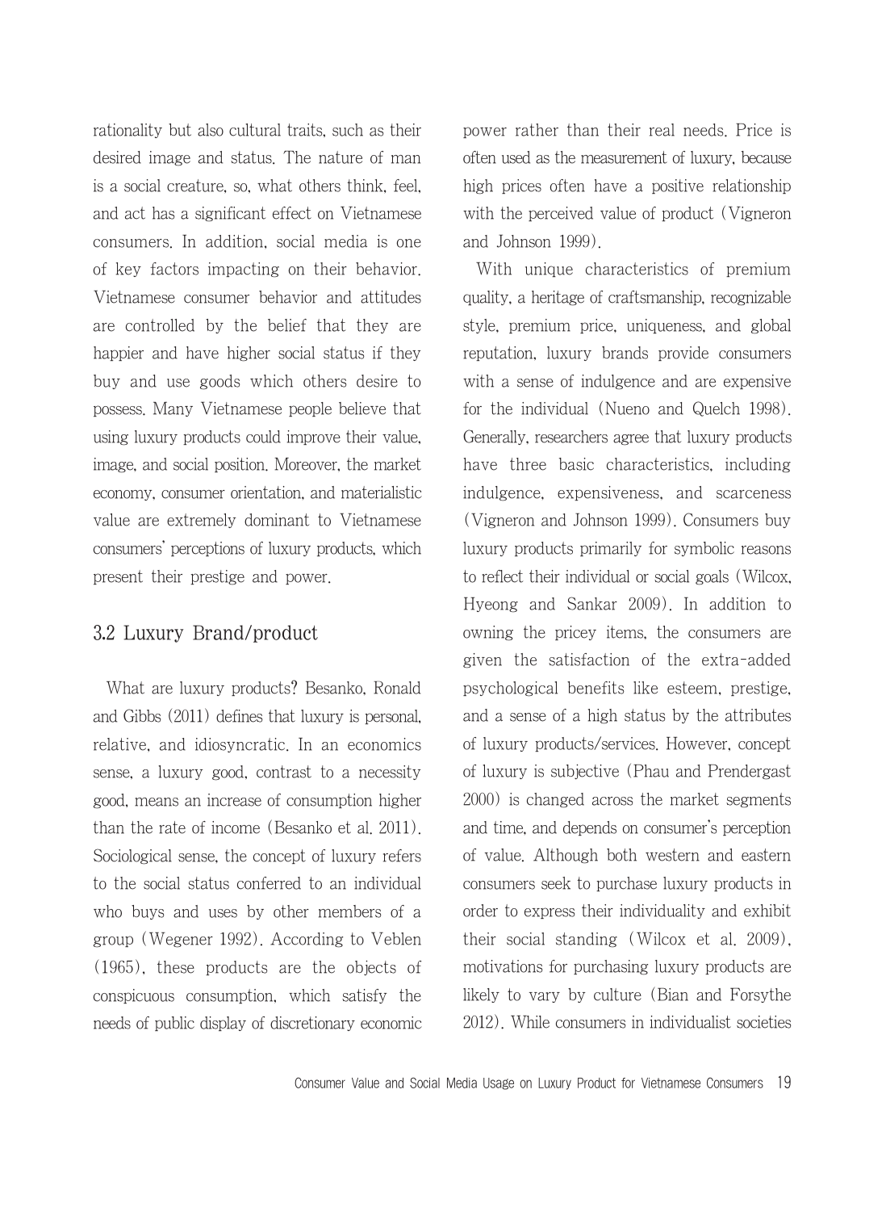rationality but also cultural traits, such as their desired image and status. The nature of man is a social creature, so, what others think, feel, and act has a significant effect on Vietnamese consumers. In addition, social media is one of key factors impacting on their behavior. Vietnamese consumer behavior and attitudes are controlled by the belief that they are happier and have higher social status if they buy and use goods which others desire to possess. Many Vietnamese people believe that using luxury products could improve their value, image, and social position. Moreover, the market economy, consumer orientation, and materialistic value are extremely dominant to Vietnamese consumers' perceptions of luxury products, which present their prestige and power.

## 3.2 Luxury Brand/product

What are luxury products? Besanko, Ronald and Gibbs (2011) defines that luxury is personal, relative, and idiosyncratic. In an economics sense, a luxury good, contrast to a necessity good, means an increase of consumption higher than the rate of income (Besanko et al. 2011). Sociological sense, the concept of luxury refers to the social status conferred to an individual who buys and uses by other members of a group (Wegener 1992). According to Veblen (1965), these products are the objects of conspicuous consumption, which satisfy the needs of public display of discretionary economic power rather than their real needs. Price is often used as the measurement of luxury, because high prices often have a positive relationship with the perceived value of product (Vigneron and Johnson 1999).

With unique characteristics of premium quality, a heritage of craftsmanship, recognizable style, premium price, uniqueness, and global reputation, luxury brands provide consumers with a sense of indulgence and are expensive for the individual (Nueno and Quelch 1998). Generally, researchers agree that luxury products have three basic characteristics, including indulgence, expensiveness, and scarceness (Vigneron and Johnson 1999). Consumers buy luxury products primarily for symbolic reasons to reflect their individual or social goals (Wilcox, Hyeong and Sankar 2009). In addition to owning the pricey items, the consumers are given the satisfaction of the extra-added psychological benefits like esteem, prestige, and a sense of a high status by the attributes of luxury products/services. However, concept of luxury is subjective (Phau and Prendergast 2000) is changed across the market segments and time, and depends on consumer's perception of value. Although both western and eastern consumers seek to purchase luxury products in order to express their individuality and exhibit their social standing (Wilcox et al. 2009), motivations for purchasing luxury products are likely to vary by culture (Bian and Forsythe 2012). While consumers in individualist societies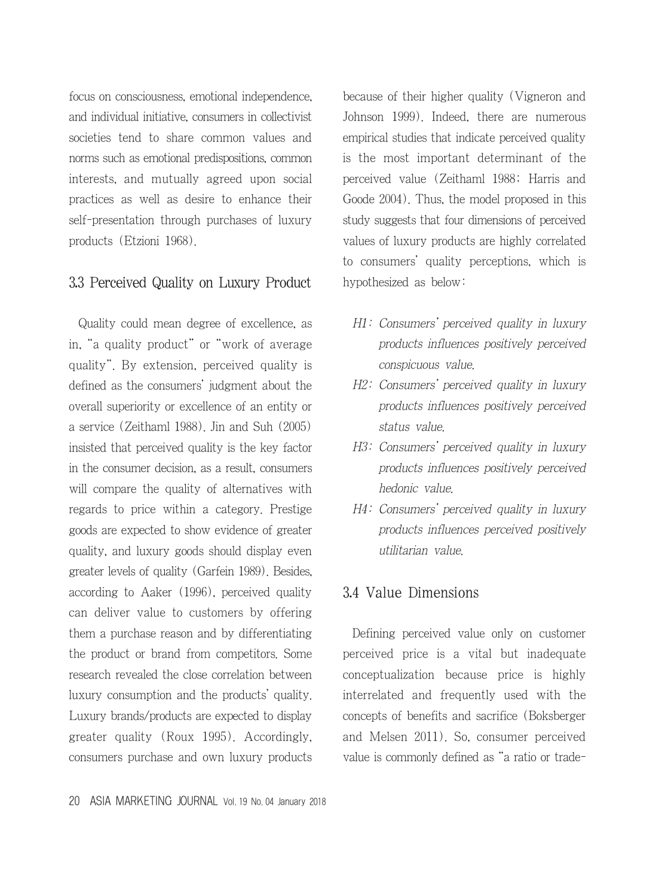focus on consciousness, emotional independence, and individual initiative, consumers in collectivist societies tend to share common values and norms such as emotional predispositions, common interests, and mutually agreed upon social practices as well as desire to enhance their self-presentation through purchases of luxury products (Etzioni 1968).

### 3.3 Perceived Quality on Luxury Product

Quality could mean degree of excellence, as in, "a quality product" or "work of average quality". By extension, perceived quality is defined as the consumers' judgment about the overall superiority or excellence of an entity or a service (Zeithaml 1988). Jin and Suh (2005) insisted that perceived quality is the key factor in the consumer decision, as a result, consumers will compare the quality of alternatives with regards to price within a category. Prestige goods are expected to show evidence of greater quality, and luxury goods should display even greater levels of quality (Garfein 1989). Besides, according to Aaker (1996), perceived quality can deliver value to customers by offering them a purchase reason and by differentiating the product or brand from competitors. Some research revealed the close correlation between luxury consumption and the products' quality. Luxury brands/products are expected to display greater quality (Roux 1995). Accordingly, consumers purchase and own luxury products because of their higher quality (Vigneron and Johnson 1999). Indeed, there are numerous empirical studies that indicate perceived quality is the most important determinant of the perceived value (Zeithaml 1988; Harris and Goode 2004). Thus, the model proposed in this study suggests that four dimensions of perceived values of luxury products are highly correlated to consumers' quality perceptions, which is hypothesized as below:

- *H1: Consumers' perceived quality in luxury products influences positively perceived conspicuous value.*
- *H2: Consumers' perceived quality in luxury products influences positively perceived status value.*
- *H3: Consumers' perceived quality in luxury products influences positively perceived hedonic value.*
- *H4: Consumers' perceived quality in luxury products influences perceived positively utilitarian value.*

### 3.4 Value Dimensions

Defining perceived value only on customer perceived price is a vital but inadequate conceptualization because price is highly interrelated and frequently used with the concepts of benefits and sacrifice (Boksberger and Melsen 2011). So, consumer perceived value is commonly defined as "a ratio or trade-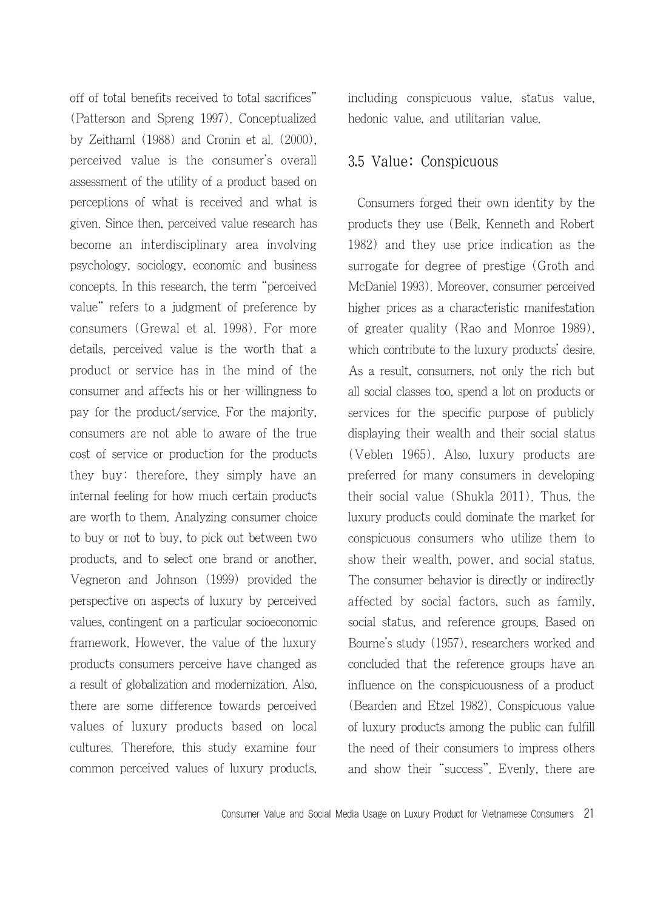off of total benefits received to total sacrifices" (Patterson and Spreng 1997). Conceptualized by Zeithaml (1988) and Cronin et al. (2000), perceived value is the consumer's overall assessment of the utility of a product based on perceptions of what is received and what is given. Since then, perceived value research has become an interdisciplinary area involving psychology, sociology, economic and business concepts. In this research, the term "perceived value" refers to a judgment of preference by consumers (Grewal et al. 1998). For more details, perceived value is the worth that a product or service has in the mind of the consumer and affects his or her willingness to pay for the product/service. For the majority, consumers are not able to aware of the true cost of service or production for the products they buy; therefore, they simply have an internal feeling for how much certain products are worth to them. Analyzing consumer choice to buy or not to buy, to pick out between two products, and to select one brand or another, Vegneron and Johnson (1999) provided the perspective on aspects of luxury by perceived values, contingent on a particular socioeconomic framework. However, the value of the luxury products consumers perceive have changed as a result of globalization and modernization. Also, there are some difference towards perceived values of luxury products based on local cultures. Therefore, this study examine four common perceived values of luxury products, including conspicuous value, status value, hedonic value, and utilitarian value.

## 3.5 Value: Conspicuous

Consumers forged their own identity by the products they use (Belk, Kenneth and Robert 1982) and they use price indication as the surrogate for degree of prestige (Groth and McDaniel 1993). Moreover, consumer perceived higher prices as a characteristic manifestation of greater quality (Rao and Monroe 1989), which contribute to the luxury products' desire. As a result, consumers, not only the rich but all social classes too, spend a lot on products or services for the specific purpose of publicly displaying their wealth and their social status (Veblen 1965). Also, luxury products are preferred for many consumers in developing their social value (Shukla 2011). Thus, the luxury products could dominate the market for conspicuous consumers who utilize them to show their wealth, power, and social status. The consumer behavior is directly or indirectly affected by social factors, such as family, social status, and reference groups. Based on Bourne's study (1957), researchers worked and concluded that the reference groups have an influence on the conspicuousness of a product (Bearden and Etzel 1982). Conspicuous value of luxury products among the public can fulfill the need of their consumers to impress others and show their "success". Evenly, there are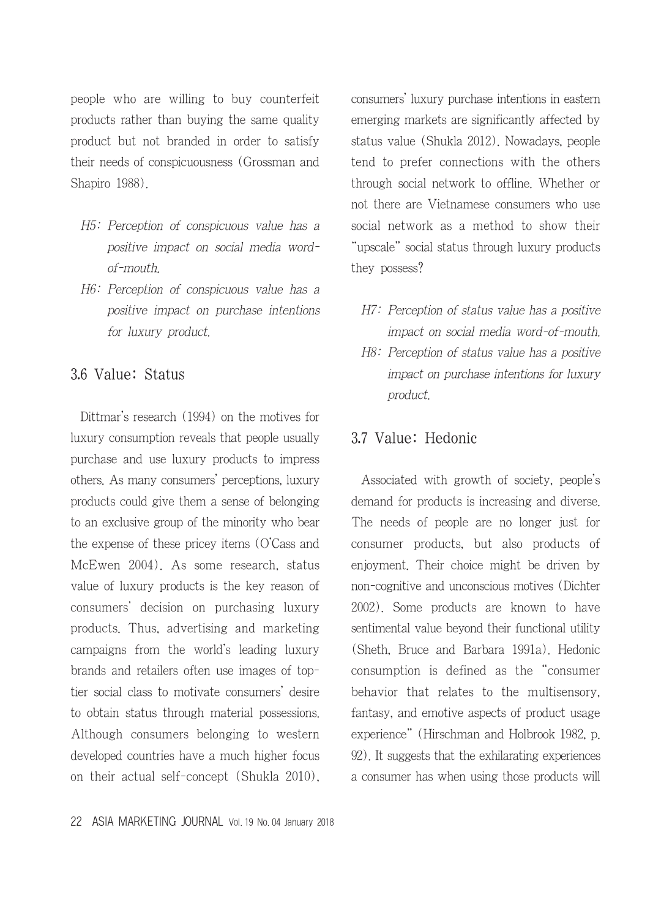people who are willing to buy counterfeit products rather than buying the same quality product but not branded in order to satisfy their needs of conspicuousness (Grossman and Shapiro 1988).

- *H5: Perception of conspicuous value has a positive impact on social media word-of-mouth.*
- *H6: Perception of conspicuous value has a positive impact on purchase intentions for luxury product.*

## 3.6 Value: Status

Dittmar's research (1994) on the motives for luxury consumption reveals that people usually purchase and use luxury products to impress others. As many consumers' perceptions, luxury products could give them a sense of belonging to an exclusive group of the minority who bear the expense of these pricey items (O'Cass and McEwen 2004). As some research, status value of luxury products is the key reason of consumers' decision on purchasing luxury products. Thus, advertising and marketing campaigns from the world's leading luxury brands and retailers often use images of top-tier social class to motivate consumers' desire to obtain status through material possessions. Although consumers belonging to western developed countries have a much higher focus on their actual self-concept (Shukla 2010), consumers' luxury purchase intentions in eastern emerging markets are significantly affected by status value (Shukla 2012). Nowadays, people tend to prefer connections with the others through social network to offline. Whether or not there are Vietnamese consumers who use social network as a method to show their "upscale" social status through luxury products they possess?

- *H7: Perception of status value has a positive impact on social media word-of-mouth.*
- *H8: Perception of status value has a positive impact on purchase intentions for luxury product.*

## 3.7 Value: Hedonic

Associated with growth of society, people's demand for products is increasing and diverse. The needs of people are no longer just for consumer products, but also products of enjoyment. Their choice might be driven by non-cognitive and unconscious motives (Dichter 2002). Some products are known to have sentimental value beyond their functional utility (Sheth, Bruce and Barbara 1991a). Hedonic consumption is defined as the "consumer behavior that relates to the multisensory, fantasy, and emotive aspects of product usage experience" (Hirschman and Holbrook 1982, p. 92). It suggests that the exhilarating experiences a consumer has when using those products will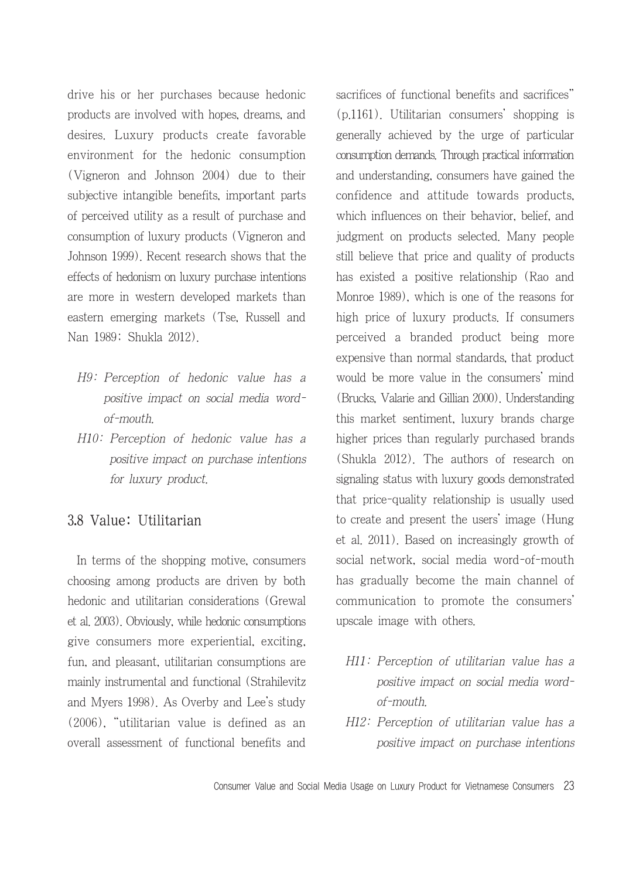drive his or her purchases because hedonic products are involved with hopes, dreams, and desires. Luxury products create favorable environment for the hedonic consumption (Vigneron and Johnson 2004) due to their subjective intangible benefits, important parts of perceived utility as a result of purchase and consumption of luxury products (Vigneron and Johnson 1999). Recent research shows that the effects of hedonism on luxury purchase intentions are more in western developed markets than eastern emerging markets (Tse, Russell and Nan 1989; Shukla 2012).

- *H9: Perception of hedonic value has a positive impact on social media word-of-mouth.*
- *H10: Perception of hedonic value has a positive impact on purchase intentions for luxury product.*

## 3.8 Value: Utilitarian

In terms of the shopping motive, consumers choosing among products are driven by both hedonic and utilitarian considerations (Grewal et al. 2003). Obviously, while hedonic consumptions give consumers more experiential, exciting, fun, and pleasant, utilitarian consumptions are mainly instrumental and functional (Strahilevitz and Myers 1998). As Overby and Lee's study (2006), "utilitarian value is defined as an overall assessment of functional benefits and sacrifices of functional benefits and sacrifices" (p.1161). Utilitarian consumers' shopping is generally achieved by the urge of particular consumption demands. Through practical information and understanding, consumers have gained the confidence and attitude towards products, which influences on their behavior, belief, and judgment on products selected. Many people still believe that price and quality of products has existed a positive relationship (Rao and Monroe 1989), which is one of the reasons for high price of luxury products. If consumers perceived a branded product being more expensive than normal standards, that product would be more value in the consumers' mind (Brucks, Valarie and Gillian 2000). Understanding this market sentiment, luxury brands charge higher prices than regularly purchased brands (Shukla 2012). The authors of research on signaling status with luxury goods demonstrated that price-quality relationship is usually used to create and present the users' image (Hung et al. 2011). Based on increasingly growth of social network, social media word-of-mouth has gradually become the main channel of communication to promote the consumers' upscale image with others.

- *H11: Perception of utilitarian value has a positive impact on social media word-of-mouth.*
- *H12: Perception of utilitarian value has a positive impact on purchase intentions*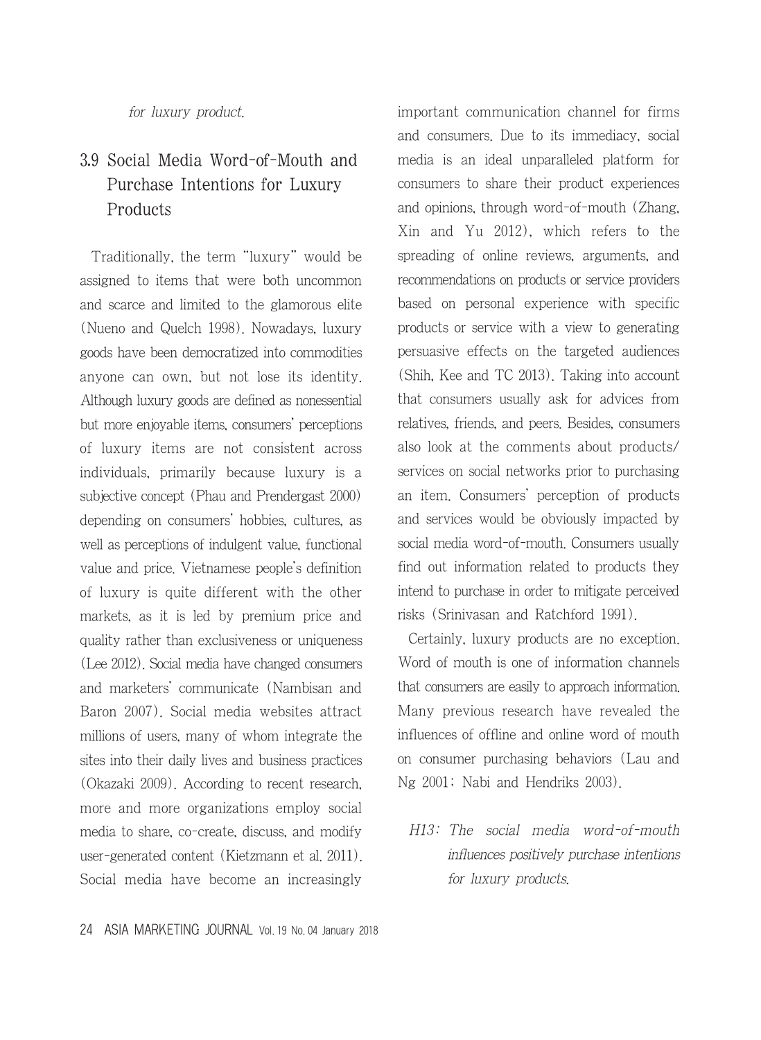*for luxury product.*

## 3.9 Social Media Word-of-Mouth and Purchase Intentions for Luxury Products

Traditionally, the term "luxury" would be assigned to items that were both uncommon and scarce and limited to the glamorous elite (Nueno and Quelch 1998). Nowadays, luxury goods have been democratized into commodities anyone can own, but not lose its identity. Although luxury goods are defined as nonessential but more enjoyable items, consumers' perceptions of luxury items are not consistent across individuals, primarily because luxury is a subjective concept (Phau and Prendergast 2000) depending on consumers' hobbies, cultures, as well as perceptions of indulgent value, functional value and price. Vietnamese people's definition of luxury is quite different with the other markets, as it is led by premium price and quality rather than exclusiveness or uniqueness (Lee 2012). Social media have changed consumers and marketers' communicate (Nambisan and Baron 2007). Social media websites attract millions of users, many of whom integrate the sites into their daily lives and business practices (Okazaki 2009). According to recent research, more and more organizations employ social media to share, co-create, discuss, and modify user-generated content (Kietzmann et al. 2011). Social media have become an increasingly important communication channel for firms and consumers. Due to its immediacy, social media is an ideal unparalleled platform for consumers to share their product experiences and opinions, through word-of-mouth (Zhang, Xin and Yu 2012), which refers to the spreading of online reviews, arguments, and recommendations on products or service providers based on personal experience with specific products or service with a view to generating persuasive effects on the targeted audiences (Shih, Kee and TC 2013). Taking into account that consumers usually ask for advices from relatives, friends, and peers. Besides, consumers also look at the comments about products/ services on social networks prior to purchasing an item. Consumers' perception of products and services would be obviously impacted by social media word-of-mouth. Consumers usually find out information related to products they intend to purchase in order to mitigate perceived risks (Srinivasan and Ratchford 1991).

Certainly, luxury products are no exception. Word of mouth is one of information channels that consumers are easily to approach information. Many previous research have revealed the influences of offline and online word of mouth on consumer purchasing behaviors (Lau and Ng 2001; Nabi and Hendriks 2003).

*H13: The social media word-of-mouth influences positively purchase intentions for luxury products.*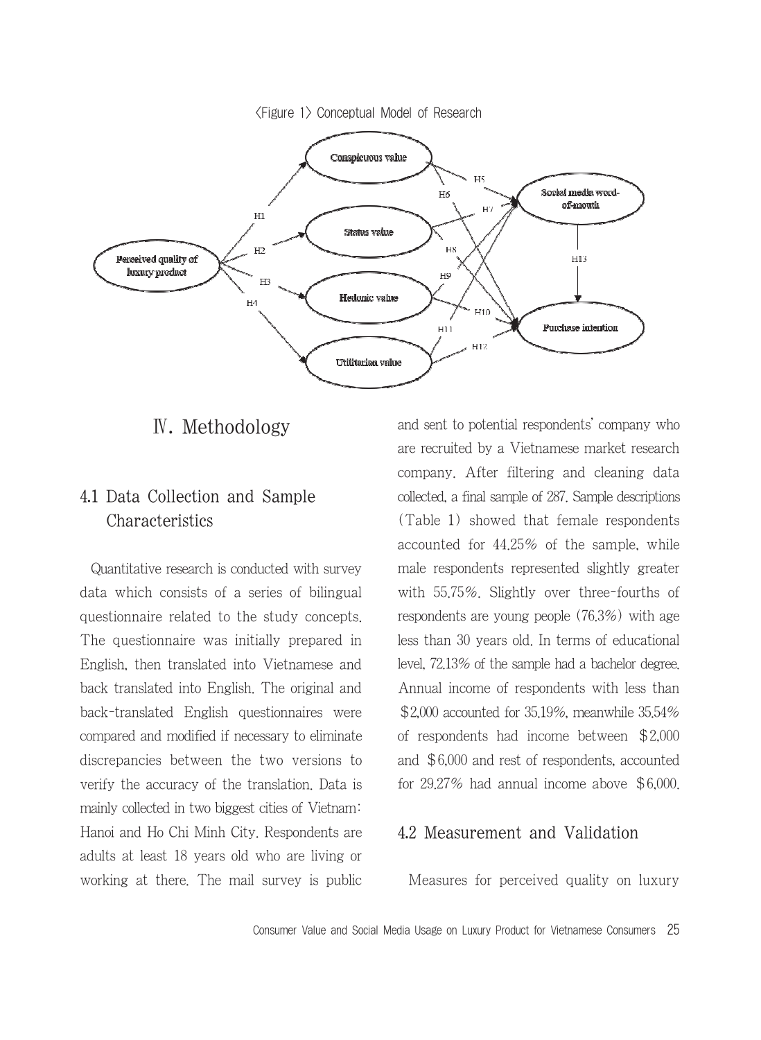<Figure 1> Conceptual Model of Research

# Ⅳ. Methodology

## 4.1 Data Collection and Sample Characteristics

Quantitative research is conducted with survey data which consists of a series of bilingual questionnaire related to the study concepts. The questionnaire was initially prepared in English, then translated into Vietnamese and back translated into English. The original and back-translated English questionnaires were compared and modified if necessary to eliminate discrepancies between the two versions to verify the accuracy of the translation. Data is mainly collected in two biggest cities of Vietnam: Hanoi and Ho Chi Minh City. Respondents are adults at least 18 years old who are living or working at there. The mail survey is public and sent to potential respondents' company who are recruited by a Vietnamese market research company. After filtering and cleaning data collected, a final sample of 287. Sample descriptions (Table 1) showed that female respondents accounted for 44.25% of the sample, while male respondents represented slightly greater with 55.75%. Slightly over three-fourths of respondents are young people (76.3%) with age less than 30 years old. In terms of educational level, 72.13% of the sample had a bachelor degree. Annual income of respondents with less than $2,000 accounted for 35.19%, meanwhile 35.54% of respondents had income between $2,000 and $6,000 and rest of respondents, accounted for 29.27% had annual income above $6,000.

## 4.2 Measurement and Validation

Measures for perceived quality on luxury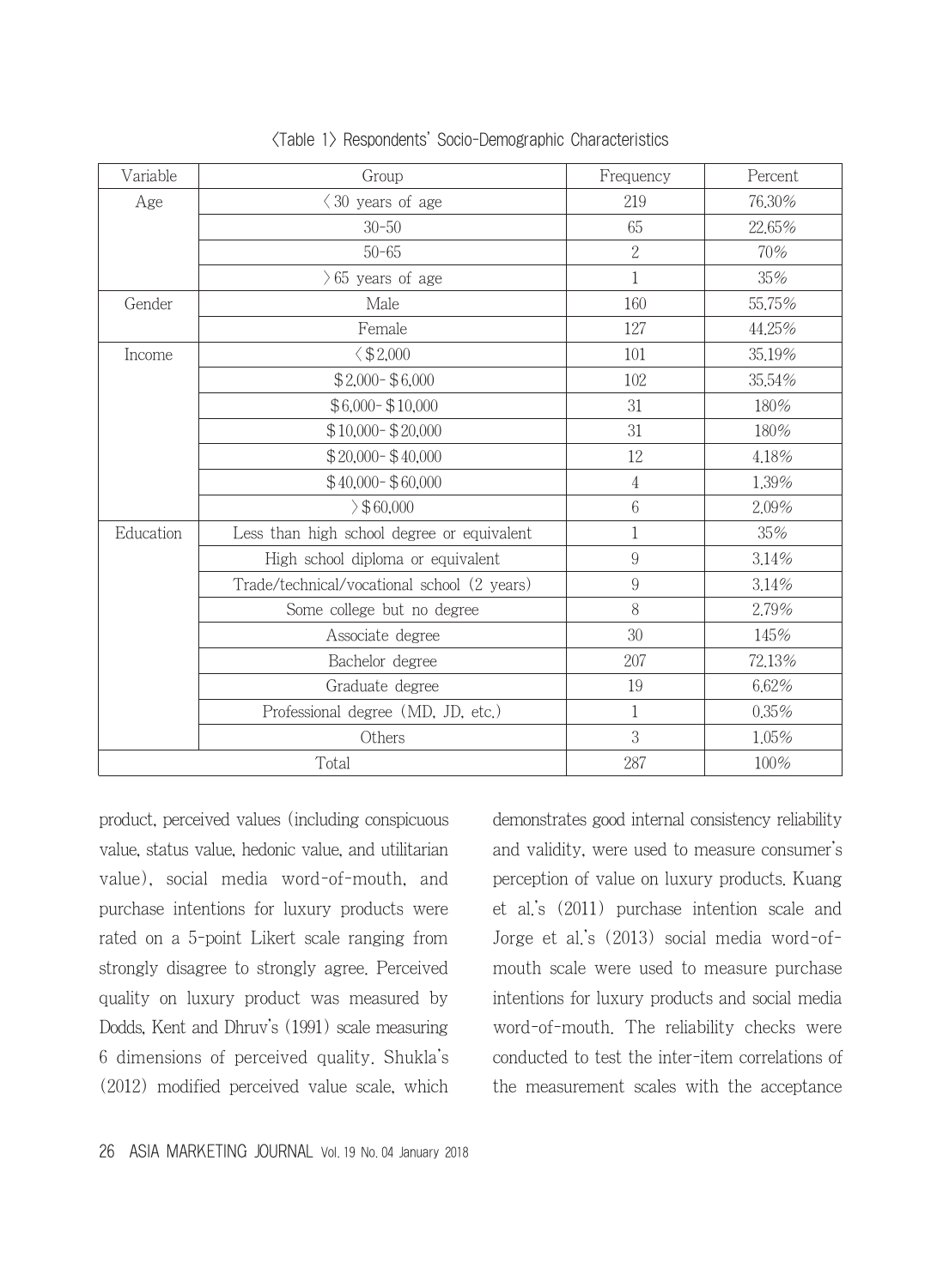<Table 1> Respondents' Socio-Demographic Characteristics

| Variable | Group | Frequency | Percent |
|---|---|---|---|
| Age | < 30 years of age | 219 | 76.30% |
| | 30-50 | 65 | 22.65% |
| | 50-65 | 2 | 70% |
| | > 65 years of age | 1 | 35% |
| Gender | Male | 160 | 55.75% |
| | Female | 127 | 44.25% |
| Income | < $2,000 | 101 | 35.19% |
| | $2,000- $6,000 | 102 | 35.54% |
| | $6,000- $10,000 | 31 | 180% |
| | $10,000- $20,000 | 31 | 180% |
| | $20,000- $40,000 | 12 | 4.18% |
| | $40,000- $60,000 | 4 | 1.39% |
| | > $60,000 | 6 | 2.09% |
| Education | Less than high school degree or equivalent | 1 | 35% |
| | High school diploma or equivalent | 9 | 3.14% |
| | Trade/technical/vocational school (2 years) | 9 | 3.14% |
| | Some college but no degree | 8 | 2.79% |
| | Associate degree | 30 | 145% |
| | Bachelor degree | 207 | 72.13% |
| | Graduate degree | 19 | 6.62% |
| | Professional degree (MD, JD, etc.) | 1 | 0.35% |
| | Others | 3 | 1.05% |
| Total | | 287 | 100% |

product, perceived values (including conspicuous value, status value, hedonic value, and utilitarian value), social media word-of-mouth, and purchase intentions for luxury products were rated on a 5-point Likert scale ranging from strongly disagree to strongly agree. Perceived quality on luxury product was measured by Dodds, Kent and Dhruv's (1991) scale measuring 6 dimensions of perceived quality. Shukla's (2012) modified perceived value scale, which demonstrates good internal consistency reliability and validity, were used to measure consumer's perception of value on luxury products. Kuang et al.'s (2011) purchase intention scale and Jorge et al.'s (2013) social media word-of-mouth scale were used to measure purchase intentions for luxury products and social media word-of-mouth. The reliability checks were conducted to test the inter-item correlations of the measurement scales with the acceptance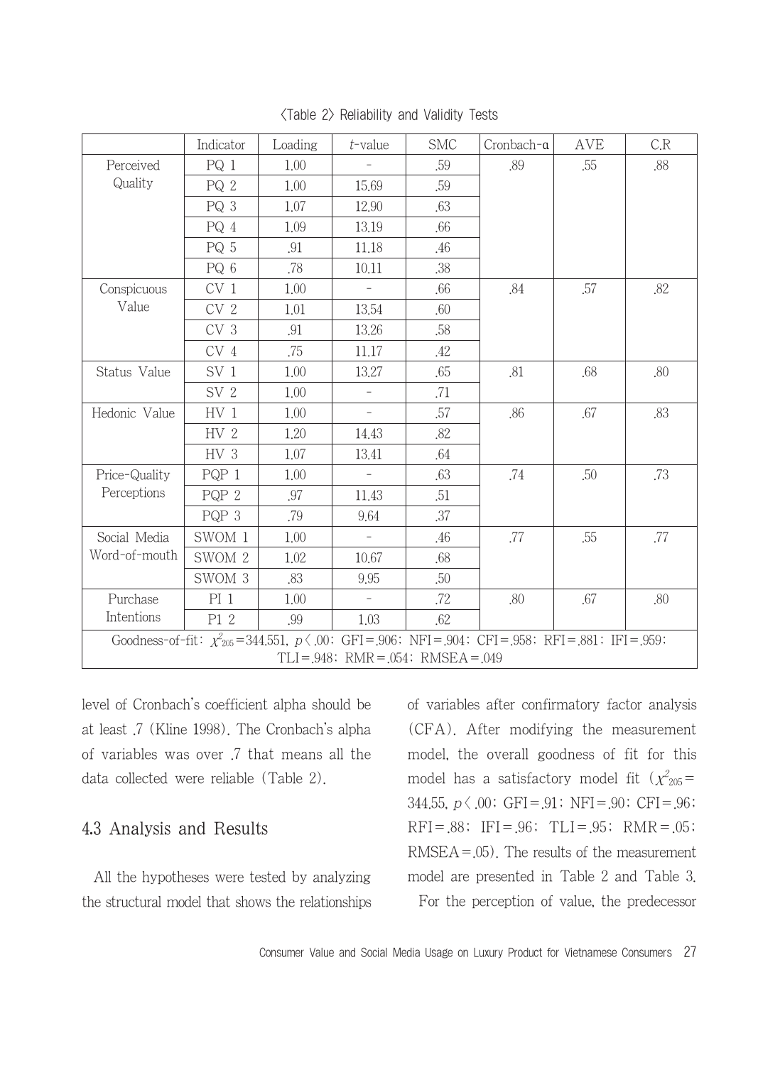<Table 2> Reliability and Validity Tests

| | Indicator | Loading | *t*-value | SMC | Cronbach-α | AVE | C.R |
|---|---|---|---|---|---|---|---|
| Perceived Quality | PQ 1 | 1.00 | - | .59 | .89 | .55 | .88 |
| | PQ 2 | 1.00 | 15.69 | .59 | | | |
| | PQ 3 | 1.07 | 12.90 | .63 | | | |
| | PQ 4 | 1.09 | 13.19 | .66 | | | |
| | PQ 5 | .91 | 11.18 | .46 | | | |
| | PQ 6 | .78 | 10.11 | .38 | | | |
| Conspicuous Value | CV 1 | 1.00 | - | .66 | .84 | .57 | .82 |
| | CV 2 | 1.01 | 13.54 | .60 | | | |
| | CV 3 | .91 | 13.26 | .58 | | | |
| | CV 4 | .75 | 11.17 | .42 | | | |
| Status Value | SV 1 | 1.00 | 13.27 | .65 | .81 | .68 | .80 |
| | SV 2 | 1.00 | - | .71 | | | |
| Hedonic Value | HV 1 | 1.00 | - | .57 | .86 | .67 | .83 |
| | HV 2 | 1.20 | 14.43 | .82 | | | |
| | HV 3 | 1.07 | 13.41 | .64 | | | |
| Price-Quality Perceptions | PQP 1 | 1.00 | - | .63 | .74 | .50 | .73 |
| | PQP 2 | .97 | 11.43 | .51 | | | |
| | PQP 3 | .79 | 9.64 | .37 | | | |
| Social Media Word-of-mouth | SWOM 1 | 1.00 | - | .46 | .77 | .55 | .77 |
| | SWOM 2 | 1.02 | 10.67 | .68 | | | |
| | SWOM 3 | .83 | 9.95 | .50 | | | |
| Purchase Intentions | PI 1 | 1.00 | - | .72 | .80 | .67 | .80 |
| | P1 2 | .99 | 1.03 | .62 | | | |
| Goodness-of-fit: $\chi^2_{205}$=344.551, $p$ < .00; GFI=.906; NFI=.904; CFI=.958; RFI=.881; IFI=.959; TLI=.948; RMR=.054; RMSEA=.049 | | | | | | | |

level of Cronbach's coefficient alpha should be at least .7 (Kline 1998). The Cronbach's alpha of variables was over .7 that means all the data collected were reliable (Table 2).

## 4.3 Analysis and Results

All the hypotheses were tested by analyzing the structural model that shows the relationships of variables after confirmatory factor analysis (CFA). After modifying the measurement model, the overall goodness of fit for this model has a satisfactory model fit ($\chi^2_{205}$= 344.55, $p$ < .00; GFI=.91; NFI=.90; CFI=.96; RFI=.88; IFI=.96; TLI=.95; RMR=.05; RMSEA=.05). The results of the measurement model are presented in Table 2 and Table 3.

For the perception of value, the predecessor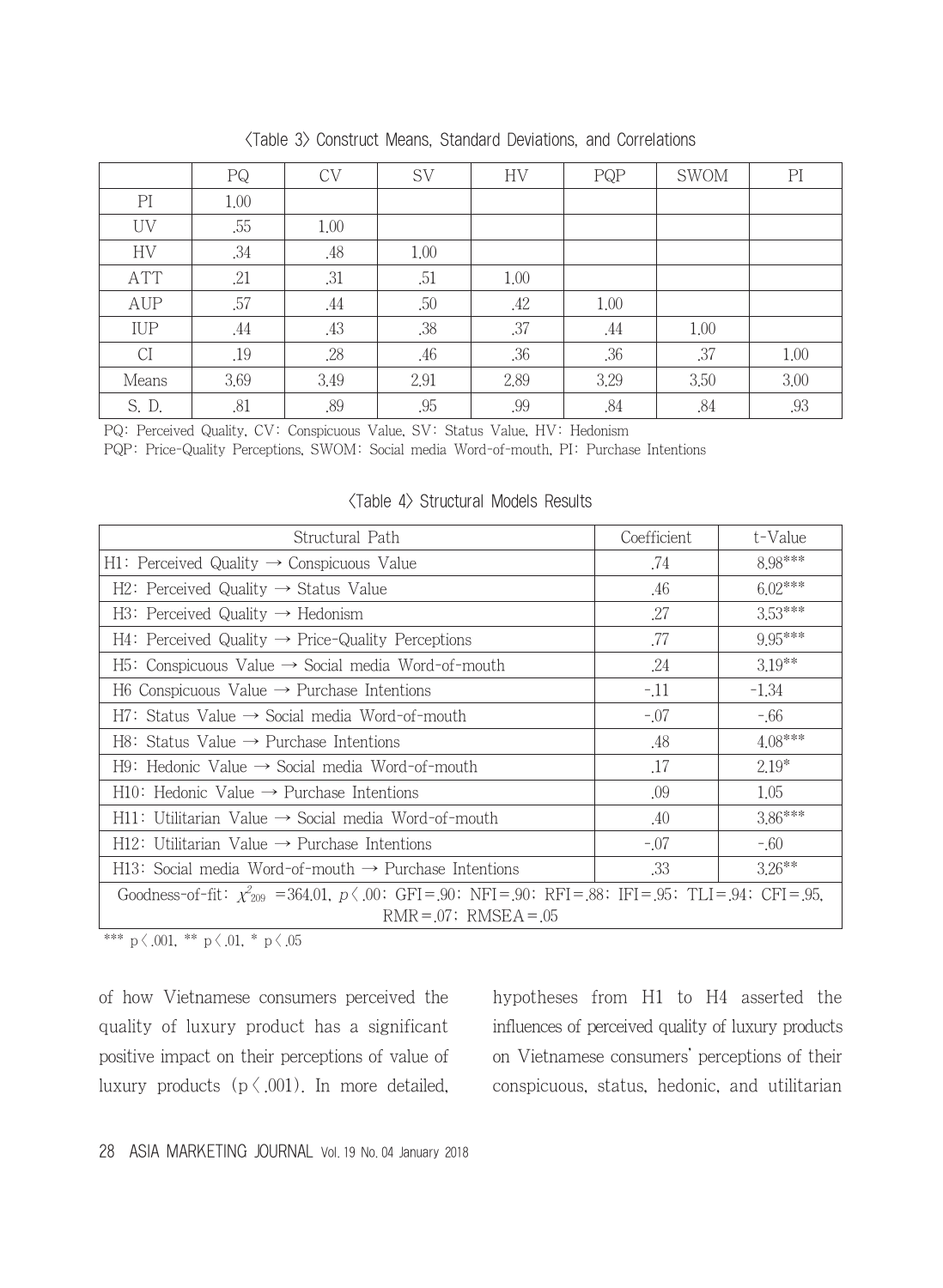<Table 3> Construct Means, Standard Deviations, and Correlations

| | PQ | CV | SV | HV | PQP | SWOM | PI |
|---|---|---|---|---|---|---|---|
| PI | 1.00 | | | | | | |
| UV | .55 | 1.00 | | | | | |
| HV | .34 | .48 | 1.00 | | | | |
| ATT | .21 | .31 | .51 | 1.00 | | | |
| AUP | .57 | .44 | .50 | .42 | 1.00 | | |
| IUP | .44 | .43 | .38 | .37 | .44 | 1.00 | |
| CI | .19 | .28 | .46 | .36 | .36 | .37 | 1.00 |
| Means | 3.69 | 3.49 | 2.91 | 2.89 | 3.29 | 3.50 | 3.00 |
| S. D. | .81 | .89 | .95 | .99 | .84 | .84 | .93 |

PQ: Perceived Quality, CV: Conspicuous Value, SV: Status Value, HV: Hedonism
PQP: Price-Quality Perceptions, SWOM: Social media Word-of-mouth, PI: Purchase Intentions

<Table 4> Structural Models Results

| Structural Path | Coefficient | t-Value |
|---|---|---|
| H1: Perceived Quality → Conspicuous Value | .74 | 8.98*** |
| H2: Perceived Quality → Status Value | .46 | 6.02*** |
| H3: Perceived Quality → Hedonism | .27 | 3.53*** |
| H4: Perceived Quality → Price-Quality Perceptions | .77 | 9.95*** |
| H5: Conspicuous Value → Social media Word-of-mouth | .24 | 3.19** |
| H6 Conspicuous Value → Purchase Intentions | -.11 | -1.34 |
| H7: Status Value → Social media Word-of-mouth | -.07 | -.66 |
| H8: Status Value → Purchase Intentions | .48 | 4.08*** |
| H9: Hedonic Value → Social media Word-of-mouth | .17 | 2.19* |
| H10: Hedonic Value → Purchase Intentions | .09 | 1.05 |
| H11: Utilitarian Value → Social media Word-of-mouth | .40 | 3.86*** |
| H12: Utilitarian Value → Purchase Intentions | -.07 | -.60 |
| H13: Social media Word-of-mouth → Purchase Intentions | .33 | 3.26** |
| Goodness-of-fit: $\chi^2_{209}$ =364.01, $p < .00$; GFI=.90; NFI=.90; RFI=.88; IFI=.95; TLI=.94; CFI=.95, RMR=.07; RMSEA=.05 | | |

*** p < .001, ** p < .01, * p < .05

of how Vietnamese consumers perceived the quality of luxury product has a significant positive impact on their perceptions of value of luxury products ($p < .001$). In more detailed, hypotheses from H1 to H4 asserted the influences of perceived quality of luxury products on Vietnamese consumers' perceptions of their conspicuous, status, hedonic, and utilitarian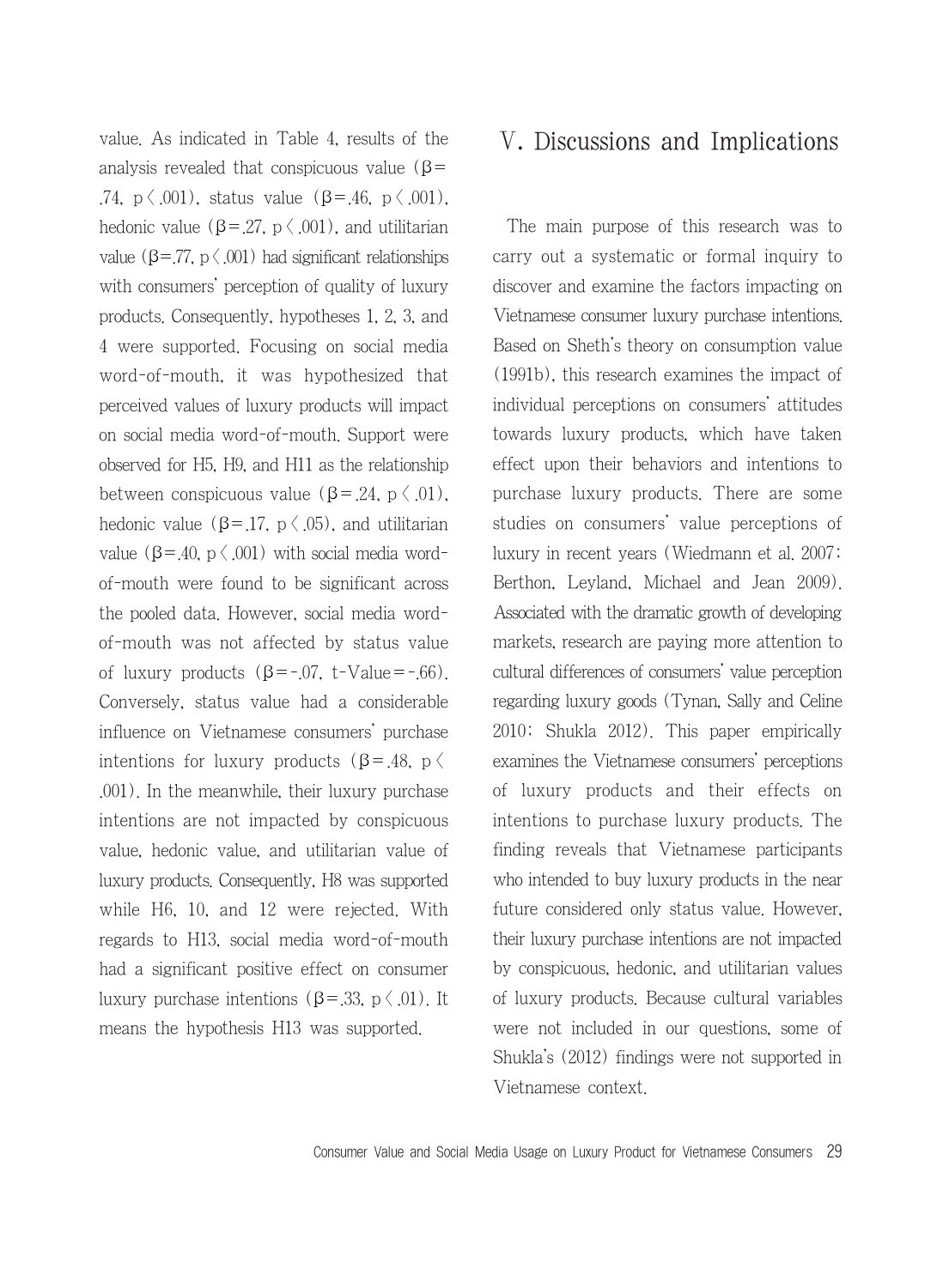value. As indicated in Table 4, results of the analysis revealed that conspicuous value ($\beta = .74$, $p < .001$), status value ($\beta = .46$, $p < .001$), hedonic value ($\beta = .27$, $p < .001$), and utilitarian value ($\beta = .77$, $p < .001$) had significant relationships with consumers' perception of quality of luxury products. Consequently, hypotheses 1, 2, 3, and 4 were supported. Focusing on social media word-of-mouth, it was hypothesized that perceived values of luxury products will impact on social media word-of-mouth. Support were observed for H5, H9, and H11 as the relationship between conspicuous value ($\beta = .24$, $p < .01$), hedonic value ($\beta = .17$, $p < .05$), and utilitarian value ($\beta = .40$, $p < .001$) with social media word-of-mouth were found to be significant across the pooled data. However, social media word-of-mouth was not affected by status value of luxury products ($\beta = -.07$, t-Value$= -.66$). Conversely, status value had a considerable influence on Vietnamese consumers' purchase intentions for luxury products ($\beta = .48$, $p < .001$). In the meanwhile, their luxury purchase intentions are not impacted by conspicuous value, hedonic value, and utilitarian value of luxury products. Consequently, H8 was supported while H6, 10, and 12 were rejected. With regards to H13, social media word-of-mouth had a significant positive effect on consumer luxury purchase intentions ($\beta = .33$, $p < .01$). It means the hypothesis H13 was supported.

# Ⅴ. Discussions and Implications

The main purpose of this research was to carry out a systematic or formal inquiry to discover and examine the factors impacting on Vietnamese consumer luxury purchase intentions. Based on Sheth's theory on consumption value (1991b), this research examines the impact of individual perceptions on consumers' attitudes towards luxury products, which have taken effect upon their behaviors and intentions to purchase luxury products. There are some studies on consumers' value perceptions of luxury in recent years (Wiedmann et al. 2007; Berthon, Leyland, Michael and Jean 2009). Associated with the dramatic growth of developing markets, research are paying more attention to cultural differences of consumers' value perception regarding luxury goods (Tynan, Sally and Celine 2010; Shukla 2012). This paper empirically examines the Vietnamese consumers' perceptions of luxury products and their effects on intentions to purchase luxury products. The finding reveals that Vietnamese participants who intended to buy luxury products in the near future considered only status value. However, their luxury purchase intentions are not impacted by conspicuous, hedonic, and utilitarian values of luxury products. Because cultural variables were not included in our questions, some of Shukla's (2012) findings were not supported in Vietnamese context.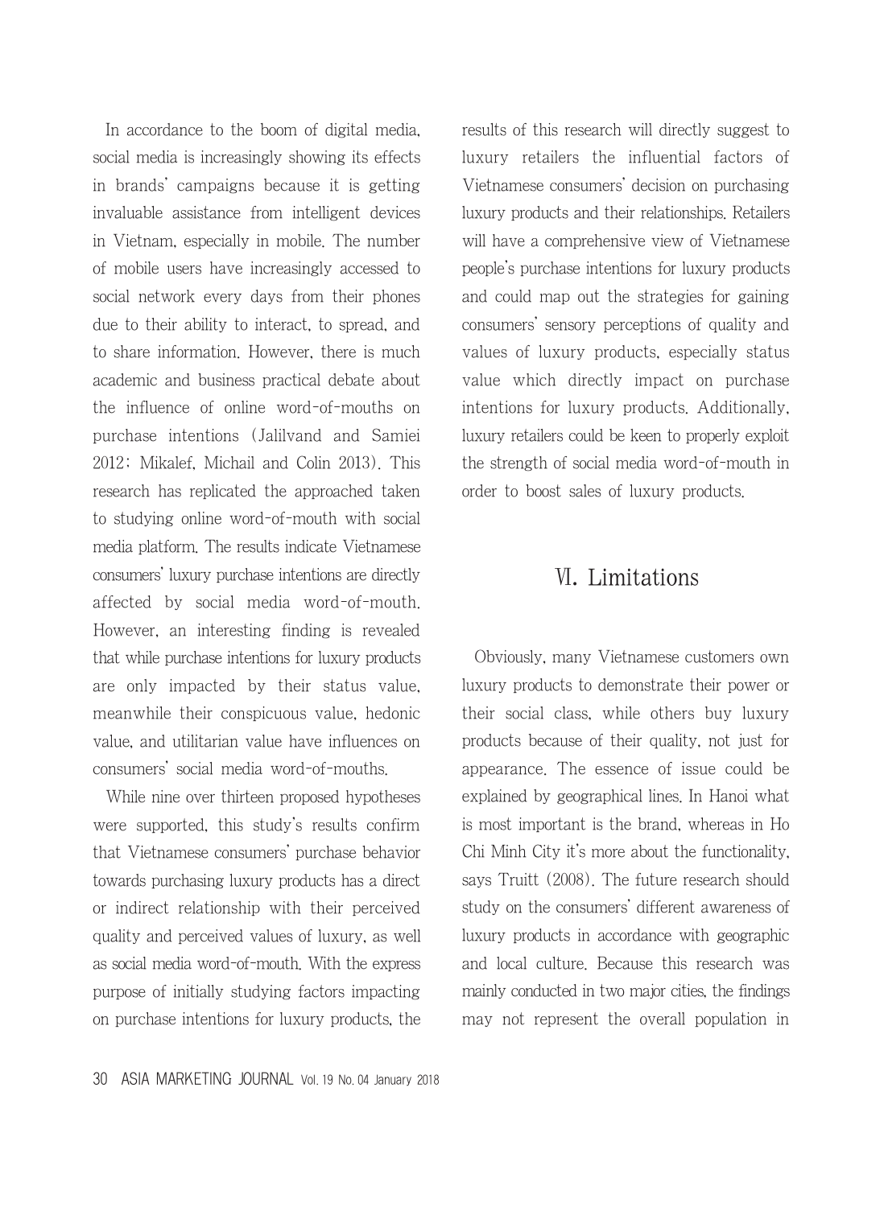In accordance to the boom of digital media, social media is increasingly showing its effects in brands' campaigns because it is getting invaluable assistance from intelligent devices in Vietnam, especially in mobile. The number of mobile users have increasingly accessed to social network every days from their phones due to their ability to interact, to spread, and to share information. However, there is much academic and business practical debate about the influence of online word-of-mouths on purchase intentions (Jalilvand and Samiei 2012; Mikalef, Michail and Colin 2013). This research has replicated the approached taken to studying online word-of-mouth with social media platform. The results indicate Vietnamese consumers' luxury purchase intentions are directly affected by social media word-of-mouth. However, an interesting finding is revealed that while purchase intentions for luxury products are only impacted by their status value, meanwhile their conspicuous value, hedonic value, and utilitarian value have influences on consumers' social media word-of-mouths.

While nine over thirteen proposed hypotheses were supported, this study's results confirm that Vietnamese consumers' purchase behavior towards purchasing luxury products has a direct or indirect relationship with their perceived quality and perceived values of luxury, as well as social media word-of-mouth. With the express purpose of initially studying factors impacting on purchase intentions for luxury products, the results of this research will directly suggest to luxury retailers the influential factors of Vietnamese consumers' decision on purchasing luxury products and their relationships. Retailers will have a comprehensive view of Vietnamese people's purchase intentions for luxury products and could map out the strategies for gaining consumers' sensory perceptions of quality and values of luxury products, especially status value which directly impact on purchase intentions for luxury products. Additionally, luxury retailers could be keen to properly exploit the strength of social media word-of-mouth in order to boost sales of luxury products.

## Ⅵ. Limitations

Obviously, many Vietnamese customers own luxury products to demonstrate their power or their social class, while others buy luxury products because of their quality, not just for appearance. The essence of issue could be explained by geographical lines. In Hanoi what is most important is the brand, whereas in Ho Chi Minh City it's more about the functionality, says Truitt (2008). The future research should study on the consumers' different awareness of luxury products in accordance with geographic and local culture. Because this research was mainly conducted in two major cities, the findings may not represent the overall population in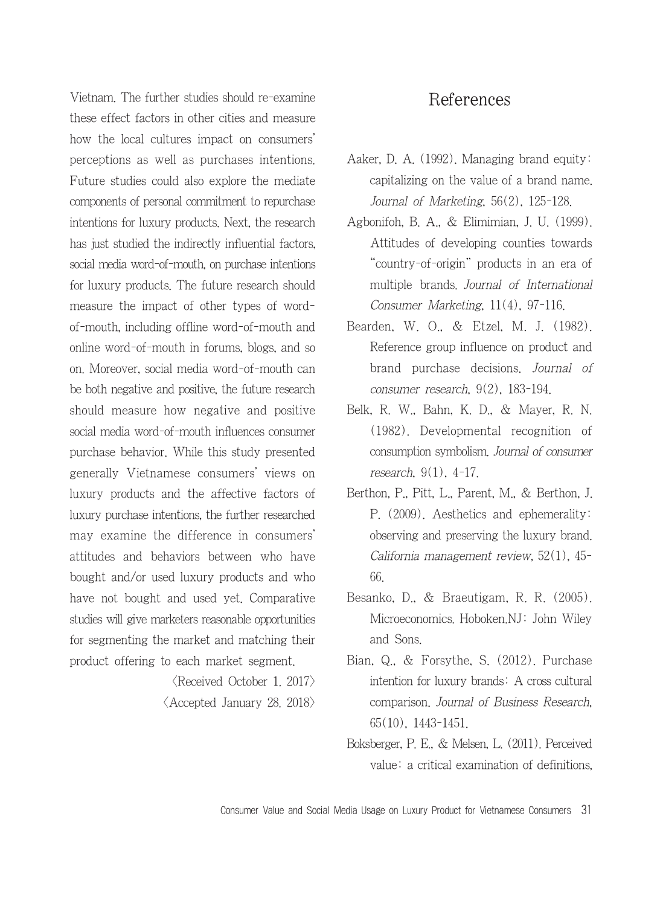Vietnam. The further studies should re-examine these effect factors in other cities and measure how the local cultures impact on consumers' perceptions as well as purchases intentions. Future studies could also explore the mediate components of personal commitment to repurchase intentions for luxury products. Next, the research has just studied the indirectly influential factors, social media word-of-mouth, on purchase intentions for luxury products. The future research should measure the impact of other types of word-of-mouth, including offline word-of-mouth and online word-of-mouth in forums, blogs, and so on. Moreover, social media word-of-mouth can be both negative and positive, the future research should measure how negative and positive social media word-of-mouth influences consumer purchase behavior. While this study presented generally Vietnamese consumers' views on luxury products and the affective factors of luxury purchase intentions, the further researched may examine the difference in consumers' attitudes and behaviors between who have bought and/or used luxury products and who have not bought and used yet. Comparative studies will give marketers reasonable opportunities for segmenting the market and matching their product offering to each market segment.

〈Received October 1. 2017〉

〈Accepted January 28. 2018〉

# References

Aaker, D. A. (1992). Managing brand equity: capitalizing on the value of a brand name. *Journal of Marketing*, 56(2), 125-128.

Agbonifoh, B. A., & Elimimian, J. U. (1999). Attitudes of developing counties towards "country-of-origin" products in an era of multiple brands. *Journal of International Consumer Marketing*, 11(4), 97-116.

Bearden, W. O., & Etzel, M. J. (1982). Reference group influence on product and brand purchase decisions. *Journal of consumer research*, 9(2), 183-194.

Belk, R. W., Bahn, K. D., & Mayer, R. N. (1982). Developmental recognition of consumption symbolism. *Journal of consumer research*, 9(1), 4-17.

Berthon, P., Pitt, L., Parent, M., & Berthon, J. P. (2009). Aesthetics and ephemerality: observing and preserving the luxury brand. *California management review*, 52(1), 45-66.

Besanko, D., & Braeutigam, R. R. (2005). Microeconomics. Hoboken,NJ: John Wiley and Sons.

Bian, Q., & Forsythe, S. (2012). Purchase intention for luxury brands: A cross cultural comparison. *Journal of Business Research*, 65(10), 1443-1451.

Boksberger, P. E., & Melsen, L. (2011). Perceived value: a critical examination of definitions,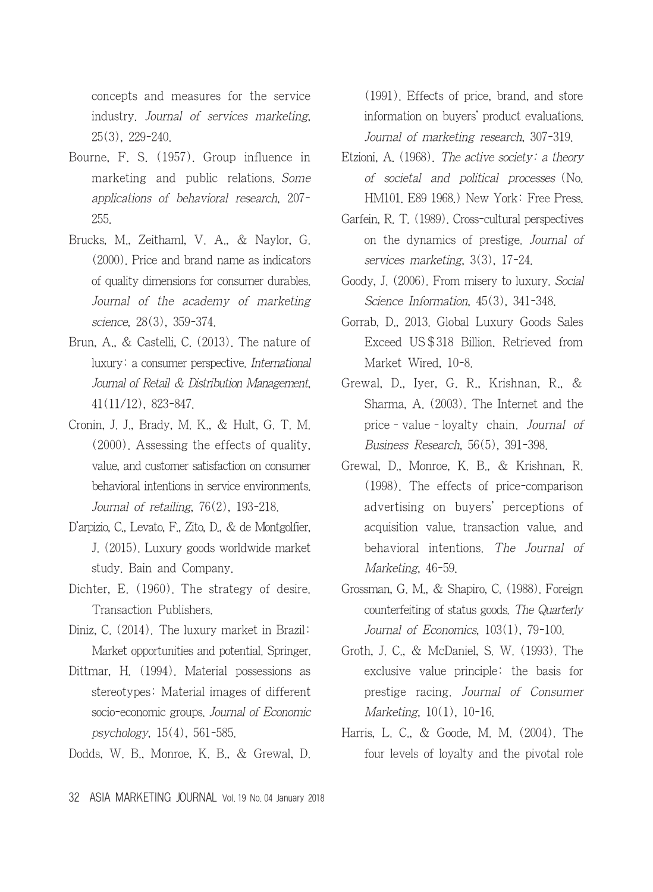concepts and measures for the service industry. *Journal of services marketing*, 25(3), 229-240.

Bourne, F. S. (1957). Group influence in marketing and public relations. *Some applications of behavioral research*, 207-255.

Brucks, M., Zeithaml, V. A., & Naylor, G. (2000). Price and brand name as indicators of quality dimensions for consumer durables. *Journal of the academy of marketing science*, 28(3), 359-374.

Brun, A., & Castelli, C. (2013). The nature of luxury: a consumer perspective. *International Journal of Retail & Distribution Management*, 41(11/12), 823-847.

Cronin, J. J., Brady, M. K., & Hult, G. T. M. (2000). Assessing the effects of quality, value, and customer satisfaction on consumer behavioral intentions in service environments. *Journal of retailing*, 76(2), 193-218.

D'arpizio, C., Levato, F., Zito, D., & de Montgolfier, J. (2015). Luxury goods worldwide market study. Bain and Company.

Dichter, E. (1960). The strategy of desire. Transaction Publishers.

Diniz, C. (2014). The luxury market in Brazil: Market opportunities and potential. Springer.

Dittmar, H. (1994). Material possessions as stereotypes: Material images of different socio-economic groups. *Journal of Economic psychology*, 15(4), 561-585.

Dodds, W. B., Monroe, K. B., & Grewal, D. (1991). Effects of price, brand, and store information on buyers' product evaluations. *Journal of marketing research*, 307-319.

Etzioni, A. (1968). *The active society: a theory of societal and political processes* (No. HM101. E89 1968.) New York: Free Press.

Garfein, R. T. (1989). Cross-cultural perspectives on the dynamics of prestige. *Journal of services marketing*, 3(3), 17-24.

Goody, J. (2006). From misery to luxury. *Social Science Information*, 45(3), 341-348.

Gorrab, D., 2013. Global Luxury Goods Sales Exceed US$318 Billion. Retrieved from Market Wired, 10-8.

Grewal, D., Iyer, G. R., Krishnan, R., & Sharma, A. (2003). The Internet and the price–value–loyalty chain. *Journal of Business Research*, 56(5), 391-398.

Grewal, D., Monroe, K. B., & Krishnan, R. (1998). The effects of price-comparison advertising on buyers' perceptions of acquisition value, transaction value, and behavioral intentions. *The Journal of Marketing*, 46-59.

Grossman, G. M., & Shapiro, C. (1988). Foreign counterfeiting of status goods. *The Quarterly Journal of Economics*, 103(1), 79-100.

Groth, J. C., & McDaniel, S. W. (1993). The exclusive value principle: the basis for prestige racing. *Journal of Consumer Marketing*, 10(1), 10-16.

Harris, L. C., & Goode, M. M. (2004). The four levels of loyalty and the pivotal role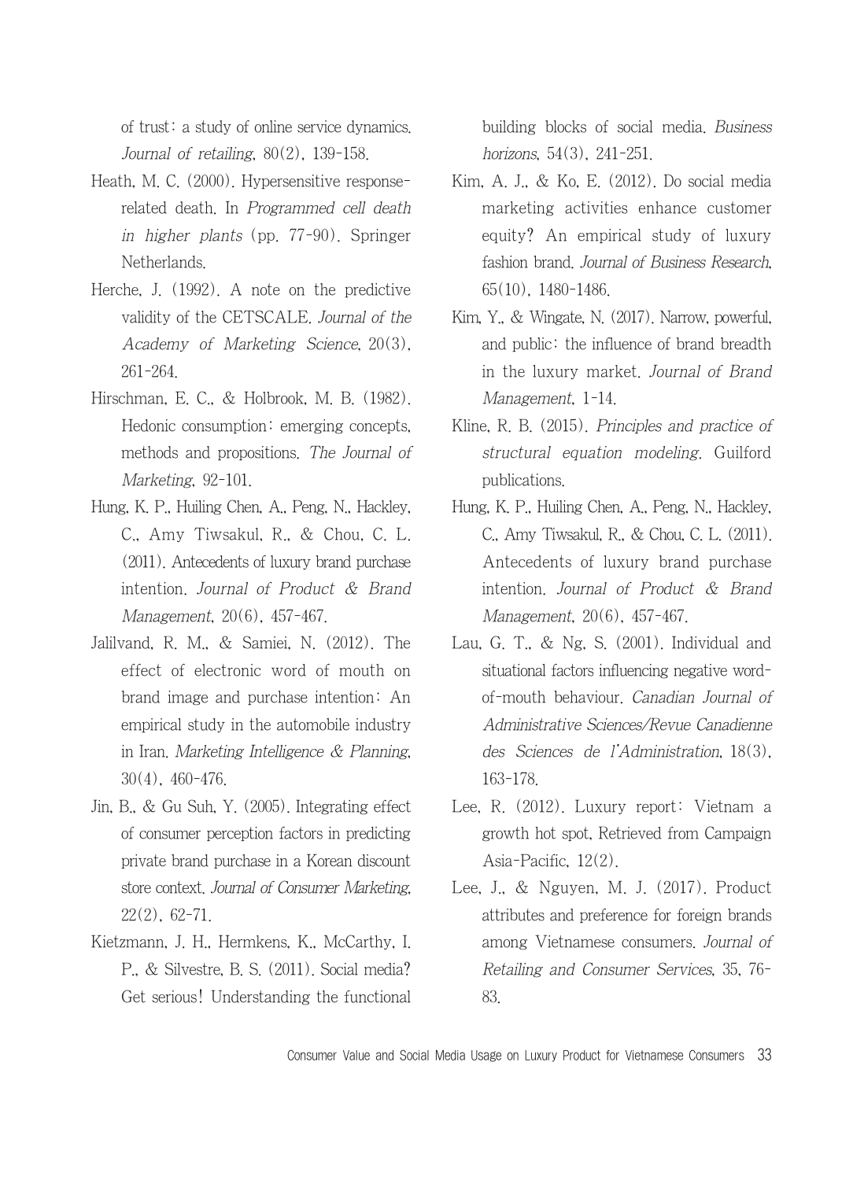of trust: a study of online service dynamics. *Journal of retailing*, 80(2), 139-158.

Heath, M. C. (2000). Hypersensitive response-related death. In *Programmed cell death in higher plants* (pp. 77-90). Springer Netherlands.

Herche, J. (1992). A note on the predictive validity of the CETSCALE. *Journal of the Academy of Marketing Science*, 20(3), 261-264.

Hirschman, E. C., & Holbrook, M. B. (1982). Hedonic consumption: emerging concepts, methods and propositions. *The Journal of Marketing*, 92-101.

Hung, K. P., Huiling Chen, A., Peng, N., Hackley, C., Amy Tiwsakul, R., & Chou, C. L. (2011). Antecedents of luxury brand purchase intention. *Journal of Product & Brand Management*, 20(6), 457-467.

Jalilvand, R. M., & Samiei, N. (2012). The effect of electronic word of mouth on brand image and purchase intention: An empirical study in the automobile industry in Iran. *Marketing Intelligence & Planning*, 30(4), 460-476.

Jin, B., & Gu Suh, Y. (2005). Integrating effect of consumer perception factors in predicting private brand purchase in a Korean discount store context. *Journal of Consumer Marketing*, 22(2), 62-71.

Kietzmann, J. H., Hermkens, K., McCarthy, I. P., & Silvestre, B. S. (2011). Social media? Get serious! Understanding the functional building blocks of social media. *Business horizons*, 54(3), 241-251.

Kim, A. J., & Ko, E. (2012). Do social media marketing activities enhance customer equity? An empirical study of luxury fashion brand. *Journal of Business Research*, 65(10), 1480-1486.

Kim, Y., & Wingate, N. (2017). Narrow, powerful, and public: the influence of brand breadth in the luxury market. *Journal of Brand Management*, 1-14.

Kline, R. B. (2015). *Principles and practice of structural equation modeling*. Guilford publications.

Hung, K. P., Huiling Chen, A., Peng, N., Hackley, C., Amy Tiwsakul, R., & Chou, C. L. (2011). Antecedents of luxury brand purchase intention. *Journal of Product & Brand Management*, 20(6), 457-467.

Lau, G. T., & Ng, S. (2001). Individual and situational factors influencing negative word-of-mouth behaviour. *Canadian Journal of Administrative Sciences/Revue Canadienne des Sciences de l'Administration*, 18(3), 163-178.

Lee, R. (2012). Luxury report: Vietnam a growth hot spot, Retrieved from Campaign Asia-Pacific, 12(2).

Lee, J., & Nguyen, M. J. (2017). Product attributes and preference for foreign brands among Vietnamese consumers. *Journal of Retailing and Consumer Services*, 35, 76-83.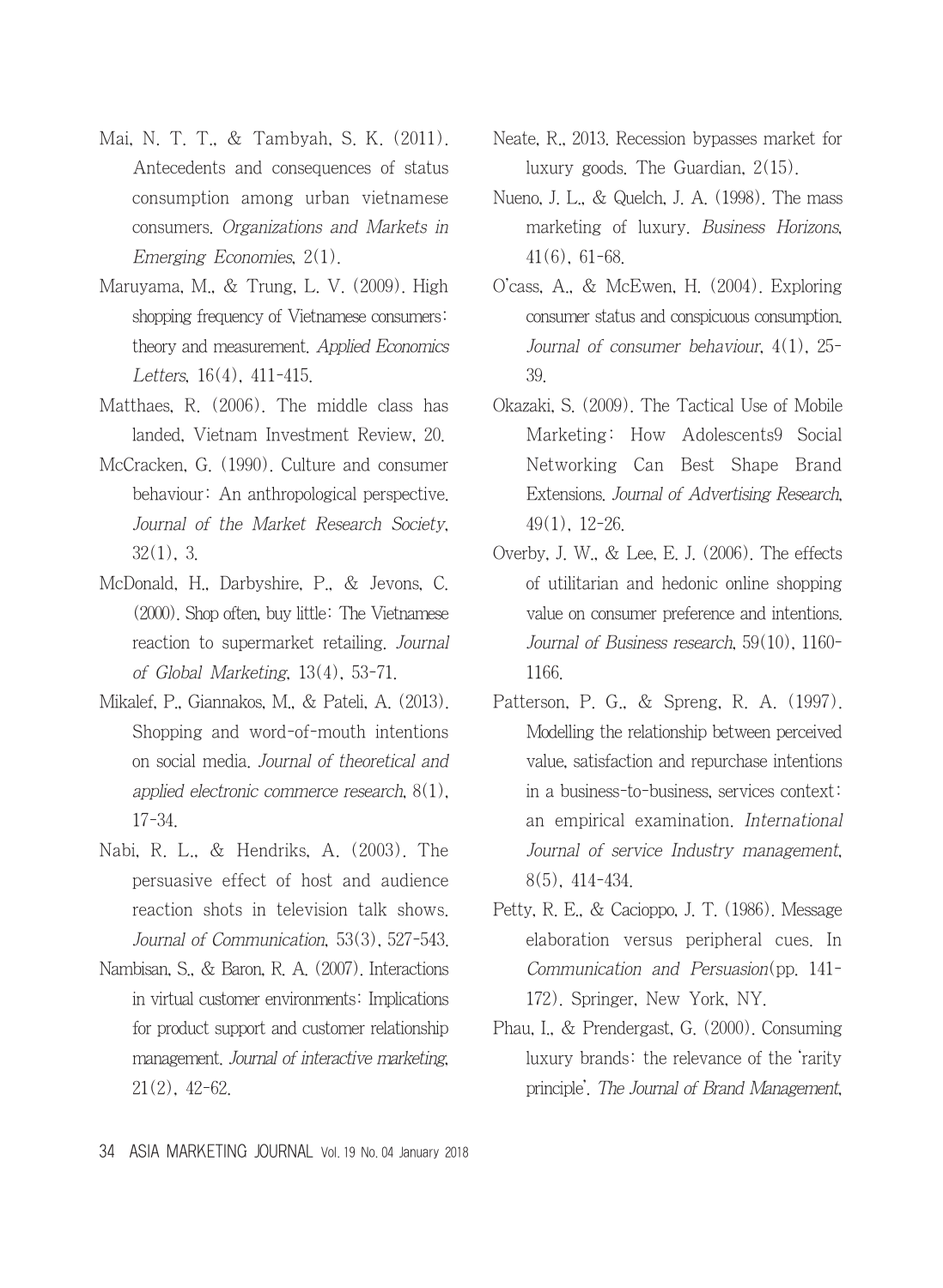Mai, N. T. T., & Tambyah, S. K. (2011). Antecedents and consequences of status consumption among urban vietnamese consumers. *Organizations and Markets in Emerging Economies*, 2(1).

Maruyama, M., & Trung, L. V. (2009). High shopping frequency of Vietnamese consumers: theory and measurement. *Applied Economics Letters*, 16(4), 411-415.

Matthaes, R. (2006). The middle class has landed, Vietnam Investment Review, 20.

McCracken, G. (1990). Culture and consumer behaviour: An anthropological perspective. *Journal of the Market Research Society*, 32(1), 3.

McDonald, H., Darbyshire, P., & Jevons, C. (2000). Shop often, buy little: The Vietnamese reaction to supermarket retailing. *Journal of Global Marketing*, 13(4), 53-71.

Mikalef, P., Giannakos, M., & Pateli, A. (2013). Shopping and word-of-mouth intentions on social media. *Journal of theoretical and applied electronic commerce research*, 8(1), 17-34.

Nabi, R. L., & Hendriks, A. (2003). The persuasive effect of host and audience reaction shots in television talk shows. *Journal of Communication*, 53(3), 527-543.

Nambisan, S., & Baron, R. A. (2007). Interactions in virtual customer environments: Implications for product support and customer relationship management. *Journal of interactive marketing*, 21(2), 42-62.

Neate, R., 2013. Recession bypasses market for luxury goods. The Guardian, 2(15).

Nueno, J. L., & Quelch, J. A. (1998). The mass marketing of luxury. *Business Horizons*, 41(6), 61-68.

O'cass, A., & McEwen, H. (2004). Exploring consumer status and conspicuous consumption. *Journal of consumer behaviour*, 4(1), 25-39.

Okazaki, S. (2009). The Tactical Use of Mobile Marketing: How Adolescents9 Social Networking Can Best Shape Brand Extensions. *Journal of Advertising Research*, 49(1), 12-26.

Overby, J. W., & Lee, E. J. (2006). The effects of utilitarian and hedonic online shopping value on consumer preference and intentions. *Journal of Business research*, 59(10), 1160-1166.

Patterson, P. G., & Spreng, R. A. (1997). Modelling the relationship between perceived value, satisfaction and repurchase intentions in a business-to-business, services context: an empirical examination. *International Journal of service Industry management*, 8(5), 414-434.

Petty, R. E., & Cacioppo, J. T. (1986). Message elaboration versus peripheral cues. In *Communication and Persuasion*(pp. 141-172). Springer, New York, NY.

Phau, I., & Prendergast, G. (2000). Consuming luxury brands: the relevance of the 'rarity principle'. *The Journal of Brand Management*,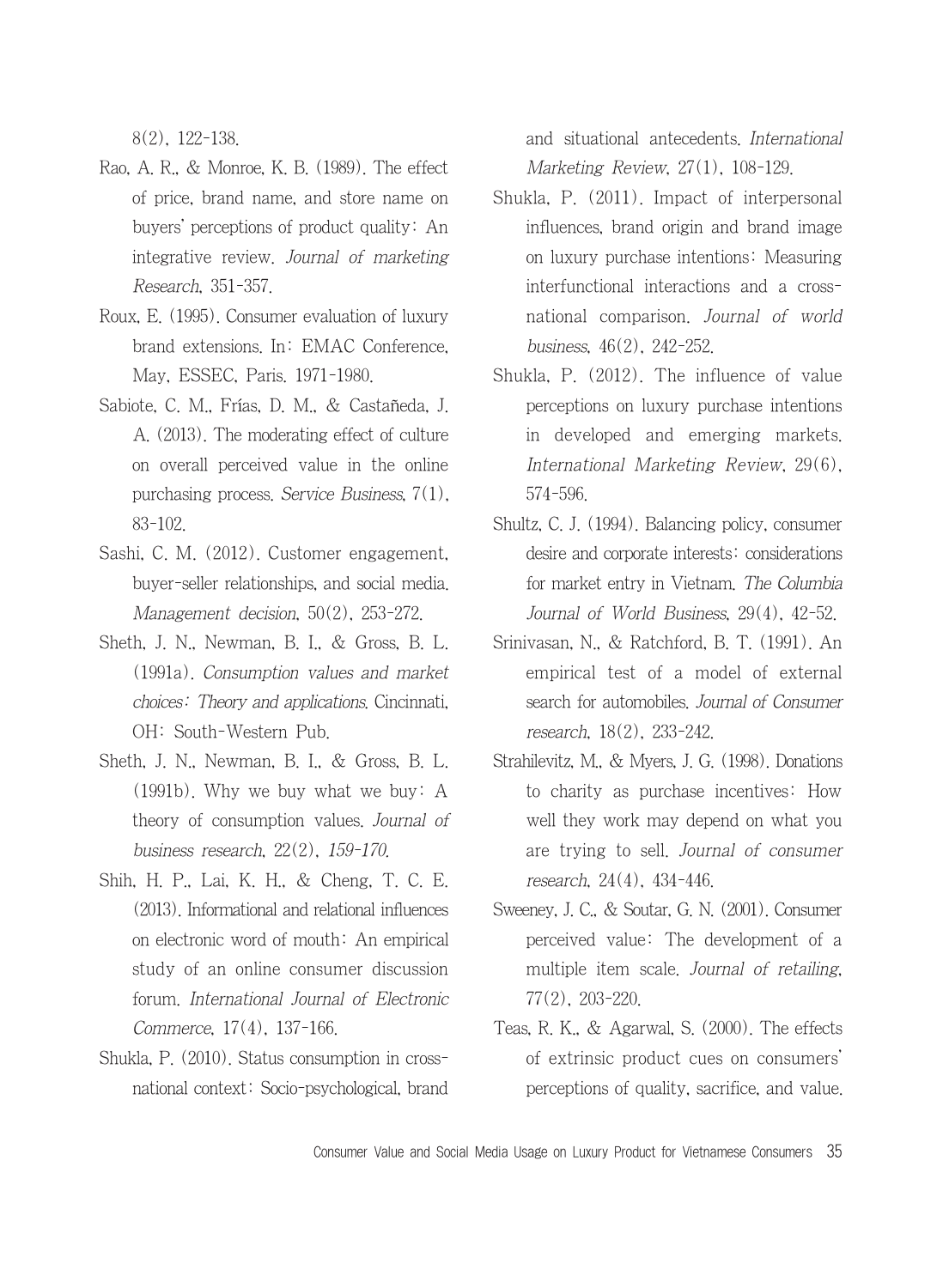8(2), 122-138.

Rao, A. R., & Monroe, K. B. (1989). The effect of price, brand name, and store name on buyers' perceptions of product quality: An integrative review. *Journal of marketing Research*, 351-357.

Roux, E. (1995). Consumer evaluation of luxury brand extensions. In: EMAC Conference, May, ESSEC, Paris. 1971-1980.

Sabiote, C. M., Frías, D. M., & Castañeda, J. A. (2013). The moderating effect of culture on overall perceived value in the online purchasing process. *Service Business*, 7(1), 83-102.

Sashi, C. M. (2012). Customer engagement, buyer-seller relationships, and social media. *Management decision*, 50(2), 253-272.

Sheth, J. N., Newman, B. I., & Gross, B. L. (1991a). *Consumption values and market choices: Theory and applications*. Cincinnati, OH: South-Western Pub.

Sheth, J. N., Newman, B. I., & Gross, B. L. (1991b). Why we buy what we buy: A theory of consumption values. *Journal of business research*, 22(2), *159-170.*

Shih, H. P., Lai, K. H., & Cheng, T. C. E. (2013). Informational and relational influences on electronic word of mouth: An empirical study of an online consumer discussion forum. *International Journal of Electronic Commerce*, 17(4), 137-166.

Shukla, P. (2010). Status consumption in cross-national context: Socio-psychological, brand and situational antecedents. *International Marketing Review*, 27(1), 108-129.

Shukla, P. (2011). Impact of interpersonal influences, brand origin and brand image on luxury purchase intentions: Measuring interfunctional interactions and a cross-national comparison. *Journal of world business*, 46(2), 242-252.

Shukla, P. (2012). The influence of value perceptions on luxury purchase intentions in developed and emerging markets. *International Marketing Review*, 29(6), 574-596.

Shultz, C. J. (1994). Balancing policy, consumer desire and corporate interests: considerations for market entry in Vietnam. *The Columbia Journal of World Business*, 29(4), 42-52.

Srinivasan, N., & Ratchford, B. T. (1991). An empirical test of a model of external search for automobiles. *Journal of Consumer research*, 18(2), 233-242.

Strahilevitz, M., & Myers, J. G. (1998). Donations to charity as purchase incentives: How well they work may depend on what you are trying to sell. *Journal of consumer research*, 24(4), 434-446.

Sweeney, J. C., & Soutar, G. N. (2001). Consumer perceived value: The development of a multiple item scale. *Journal of retailing*, 77(2), 203-220.

Teas, R. K., & Agarwal, S. (2000). The effects of extrinsic product cues on consumers' perceptions of quality, sacrifice, and value.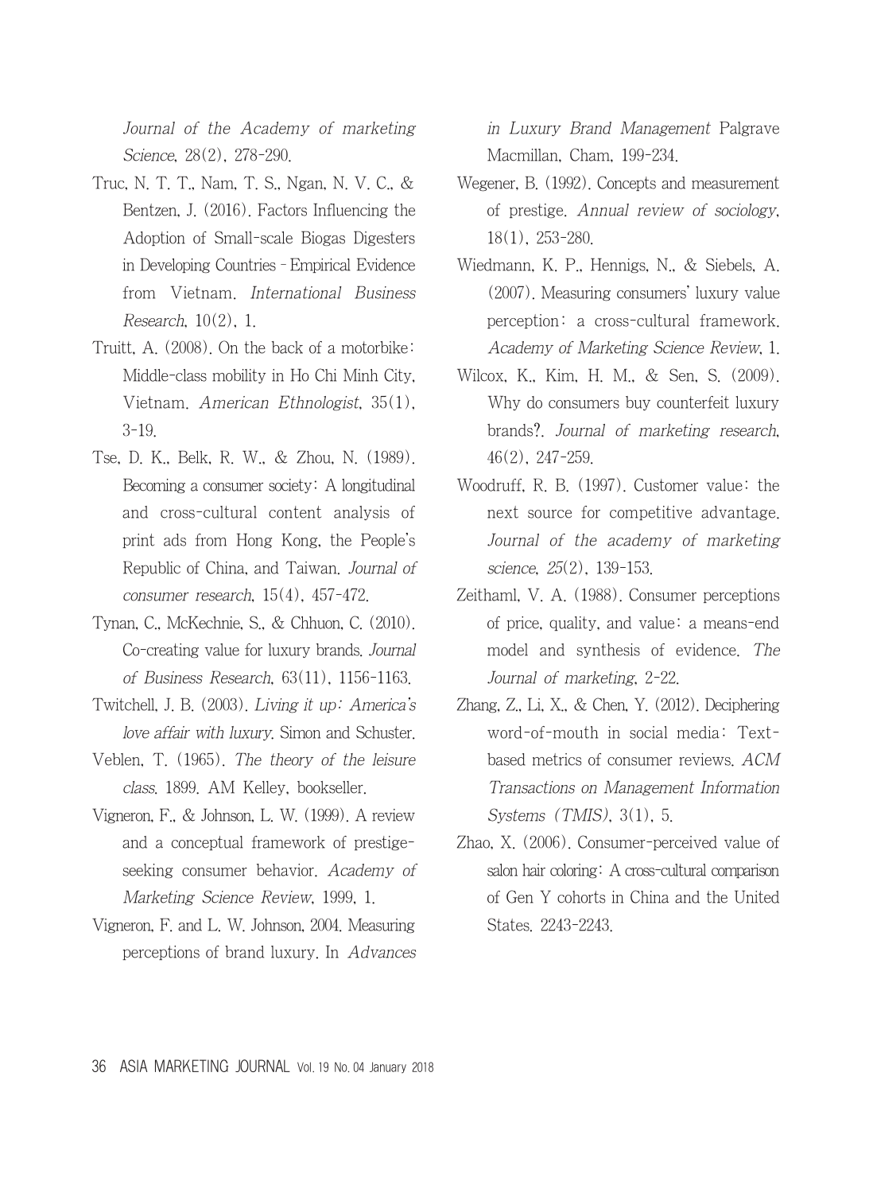*Journal of the Academy of marketing Science*, 28(2), 278-290.

Truc, N. T. T., Nam, T. S., Ngan, N. V. C., & Bentzen, J. (2016). Factors Influencing the Adoption of Small-scale Biogas Digesters in Developing Countries – Empirical Evidence from Vietnam. *International Business Research*, 10(2), 1.

Truitt, A. (2008). On the back of a motorbike: Middle-class mobility in Ho Chi Minh City, Vietnam. *American Ethnologist*, 35(1), 3-19.

Tse, D. K., Belk, R. W., & Zhou, N. (1989). Becoming a consumer society: A longitudinal and cross-cultural content analysis of print ads from Hong Kong, the People's Republic of China, and Taiwan. *Journal of consumer research*, 15(4), 457-472.

Tynan, C., McKechnie, S., & Chhuon, C. (2010). Co-creating value for luxury brands. *Journal of Business Research*, 63(11), 1156-1163.

Twitchell, J. B. (2003). *Living it up: America's love affair with luxury*. Simon and Schuster.

Veblen, T. (1965). *The theory of the leisure class*. 1899. AM Kelley, bookseller.

Vigneron, F., & Johnson, L. W. (1999). A review and a conceptual framework of prestige-seeking consumer behavior. *Academy of Marketing Science Review*, 1999, 1.

Vigneron, F. and L. W. Johnson, 2004. Measuring perceptions of brand luxury. In *Advances in Luxury Brand Management* Palgrave Macmillan, Cham, 199-234.

Wegener, B. (1992). Concepts and measurement of prestige. *Annual review of sociology*, 18(1), 253-280.

Wiedmann, K. P., Hennigs, N., & Siebels, A. (2007). Measuring consumers' luxury value perception: a cross-cultural framework. *Academy of Marketing Science Review*, 1.

Wilcox, K., Kim, H. M., & Sen, S. (2009). Why do consumers buy counterfeit luxury brands?. *Journal of marketing research*, 46(2), 247-259.

Woodruff, R. B. (1997). Customer value: the next source for competitive advantage. *Journal of the academy of marketing science*, *25*(2), 139-153.

Zeithaml, V. A. (1988). Consumer perceptions of price, quality, and value: a means-end model and synthesis of evidence. *The Journal of marketing*, 2-22.

Zhang, Z., Li, X., & Chen, Y. (2012). Deciphering word-of-mouth in social media: Text-based metrics of consumer reviews. *ACM Transactions on Management Information Systems (TMIS)*, 3(1), 5.

Zhao, X. (2006). Consumer-perceived value of salon hair coloring: A cross-cultural comparison of Gen Y cohorts in China and the United States. 2243-2243.